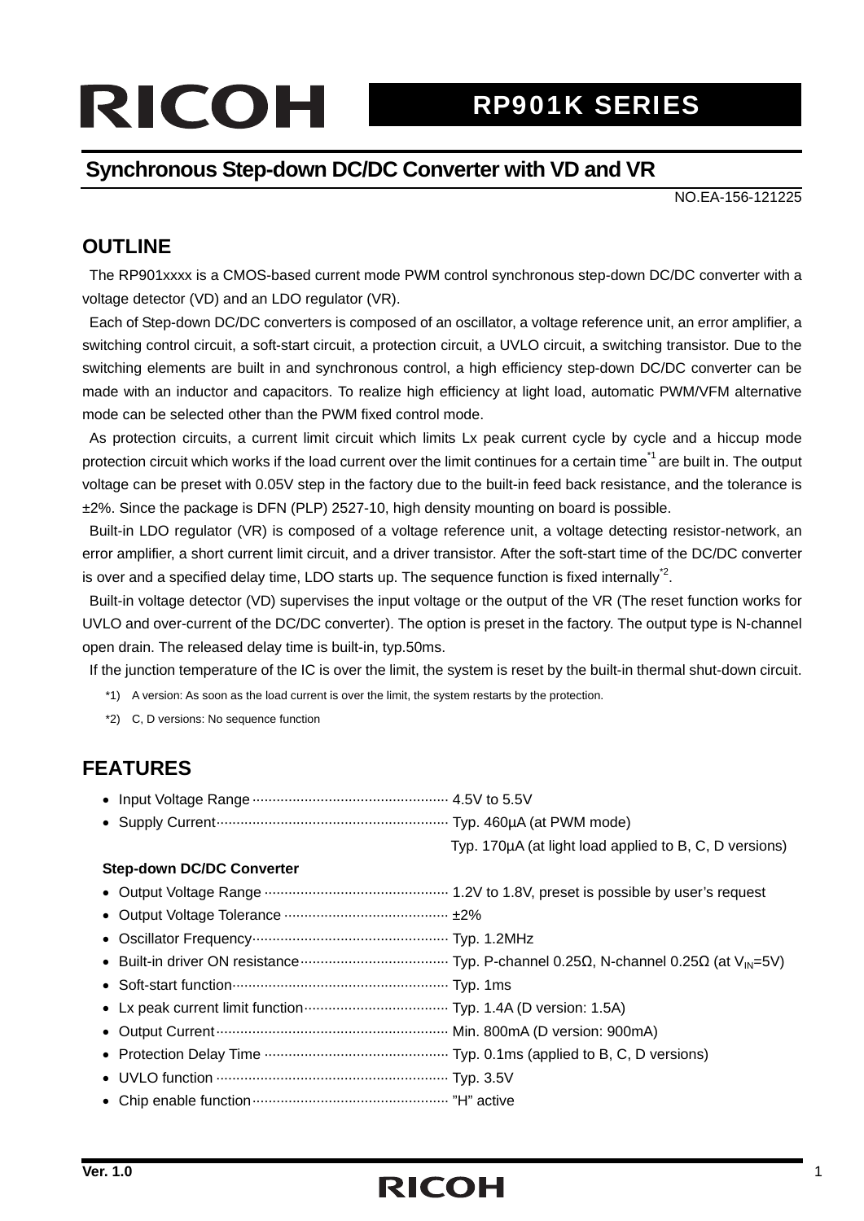# RICOH

# RP901K SERIES

## Synchronous Step-down DC/DC Converter with VD and VR

NO.EA-156-121225

## OUTLINE

The RP901xxxx is a CMOS-based current mode PWM control synchronous step-down DC/DC converter with a voltage detector (VD) and an LDO regulator (VR).

Each of Step-down DC/DC converters is composed of an oscillator, a voltage reference unit, an error amplifier, a switching control circuit, a soft-start circuit, a protection circuit, a UVLO circuit, a switching transistor. Due to the switching elements are built in and synchronous control, a high efficiency step-down DC/DC converter can be made with an inductor and capacitors. To realize high efficiency at light load, automatic PWM/VFM alternative mode can be selected other than the PWM fixed control mode.

As protection circuits, a current limit circuit which limits Lx peak current cycle by cycle and a hiccup mode protection circuit which works if the load current over the limit continues for a certain time[*1] are built in. The output voltage can be preset with 0.05V step in the factory due to the built-in feed back resistance, and the tolerance is ±2%. Since the package is DFN (PLP) 2527-10, high density mounting on board is possible.

Built-in LDO regulator (VR) is composed of a voltage reference unit, a voltage detecting resistor-network, an error amplifier, a short current limit circuit, and a driver transistor. After the soft-start time of the DC/DC converter is over and a specified delay time, LDO starts up. The sequence function is fixed internally[*2].

Built-in voltage detector (VD) supervises the input voltage or the output of the VR (The reset function works for UVLO and over-current of the DC/DC converter). The option is preset in the factory. The output type is N-channel open drain. The released delay time is built-in, typ.50ms.

If the junction temperature of the IC is over the limit, the system is reset by the built-in thermal shut-down circuit.

*1) A version: As soon as the load current is over the limit, the system restarts by the protection.

*2) C, D versions: No sequence function

## FEATURES

- Input Voltage Range ················································ 4.5V to 5.5V
- Supply Current ························································ Typ. 460µA (at PWM mode)
  Typ. 170µA (at light load applied to B, C, D versions)

**Step-down DC/DC Converter**

- Output Voltage Range ············································· 1.2V to 1.8V, preset is possible by user's request
- Output Voltage Tolerance ········································· ±2%
- Oscillator Frequency················································ Typ. 1.2MHz
- Built-in driver ON resistance ···································· Typ. P-channel 0.25Ω, N-channel 0.25Ω (at $V_{IN}$=5V)
- Soft-start function···················································· Typ. 1ms
- Lx peak current limit function··································· Typ. 1.4A (D version: 1.5A)
- Output Current ························································ Min. 800mA (D version: 900mA)
- Protection Delay Time ············································· Typ. 0.1ms (applied to B, C, D versions)
- UVLO function ························································ Typ. 3.5V
- Chip enable function················································ "H" active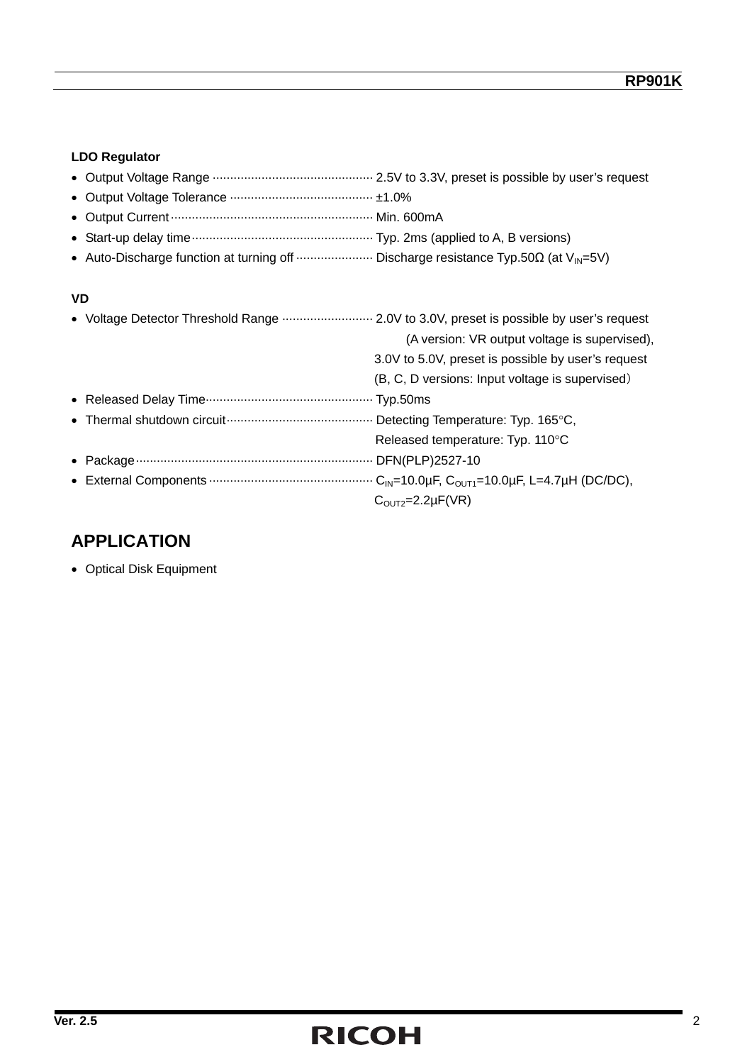**LDO Regulator**

- Output Voltage Range ············································· 2.5V to 3.3V, preset is possible by user's request
- Output Voltage Tolerance ········································ ±1.0%
- Output Current ························································ Min. 600mA
- Start-up delay time ················································· Typ. 2ms (applied to A, B versions)
- Auto-Discharge function at turning off ····················· Discharge resistance Typ.50Ω (at $V_{IN}$=5V)

**VD**

- Voltage Detector Threshold Range ·························· 2.0V to 3.0V, preset is possible by user's request
  (A version: VR output voltage is supervised),
  3.0V to 5.0V, preset is possible by user's request
  (B, C, D versions: Input voltage is supervised)
- Released Delay Time ··············································· Typ.50ms
- Thermal shutdown circuit ········································· Detecting Temperature: Typ. 165°C,
  Released temperature: Typ. 110°C
- Package ··································································· DFN(PLP)2527-10
- External Components ·············································· $C_{IN}$=10.0µF, $C_{OUT1}$=10.0µF, L=4.7µH (DC/DC),
  $C_{OUT2}$=2.2µF(VR)

## APPLICATION

- Optical Disk Equipment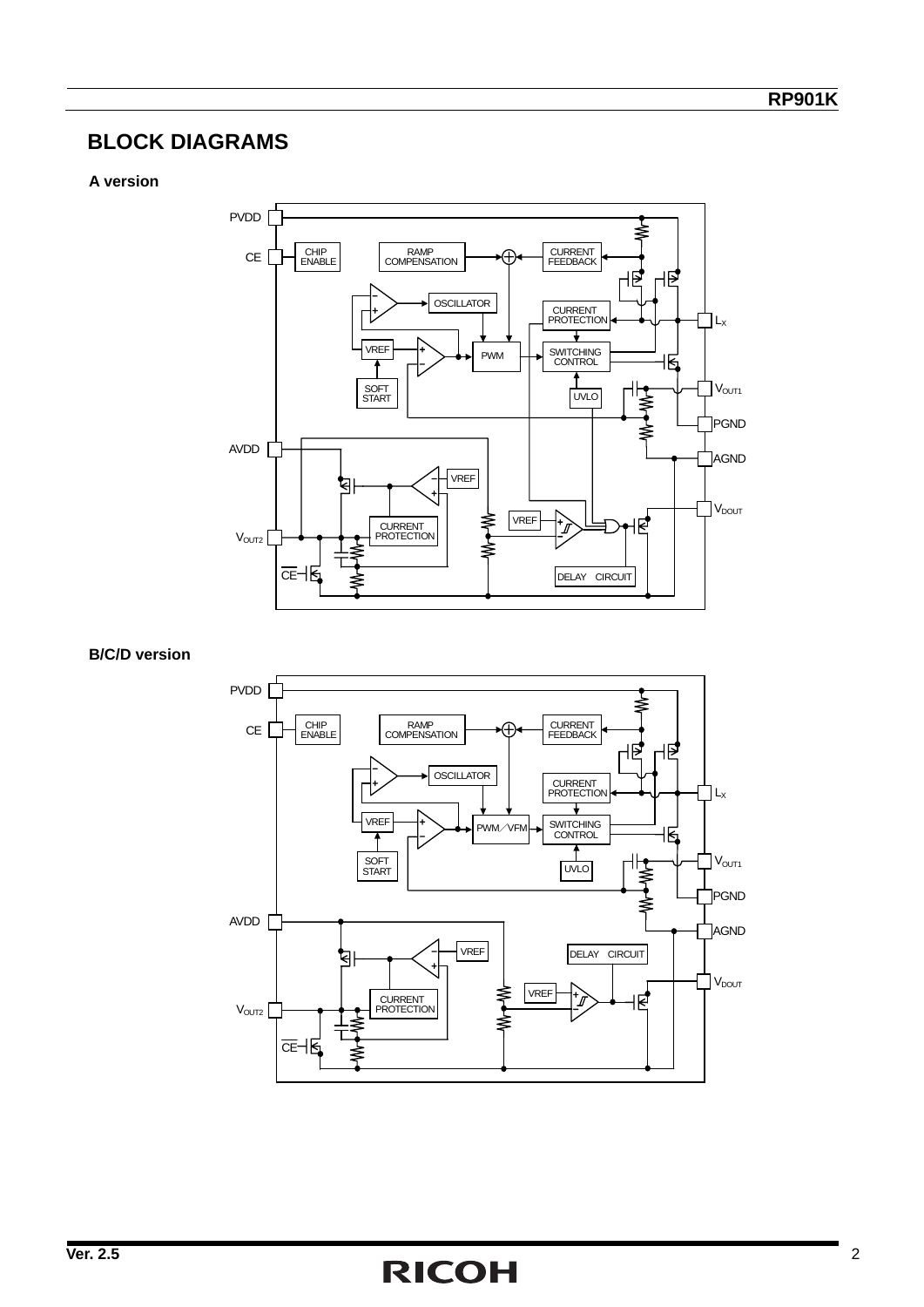## BLOCK DIAGRAMS

**A version**

**B/C/D version**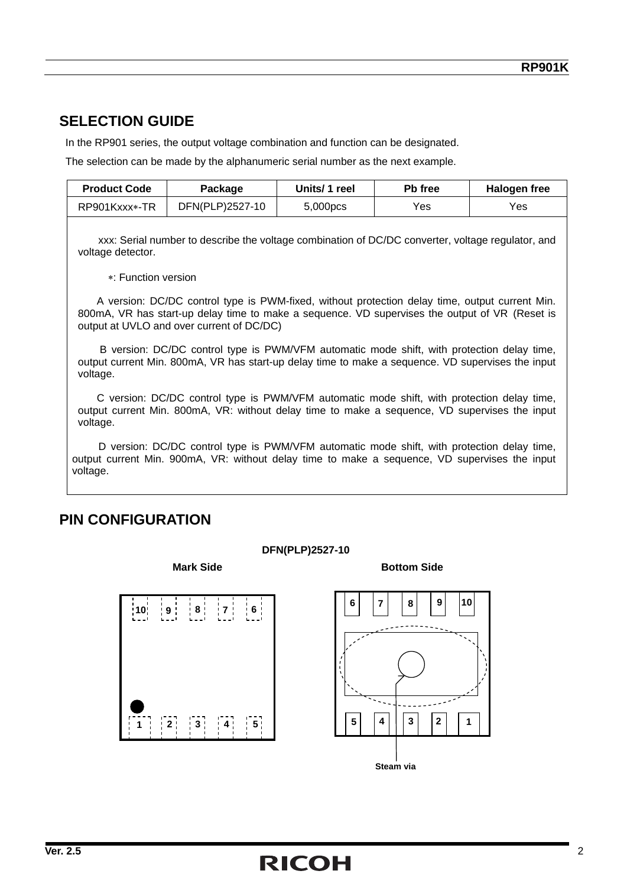## SELECTION GUIDE

In the RP901 series, the output voltage combination and function can be designated.

The selection can be made by the alphanumeric serial number as the next example.

| Product Code | Package | Units/ 1 reel | Pb free | Halogen free |
|---|---|---|---|---|
| RP901Kxxx∗-TR | DFN(PLP)2527-10 | 5,000pcs | Yes | Yes |

xxx: Serial number to describe the voltage combination of DC/DC converter, voltage regulator, and voltage detector.

∗: Function version

A version: DC/DC control type is PWM-fixed, without protection delay time, output current Min. 800mA, VR has start-up delay time to make a sequence. VD supervises the output of VR (Reset is output at UVLO and over current of DC/DC)

B version: DC/DC control type is PWM/VFM automatic mode shift, with protection delay time, output current Min. 800mA, VR has start-up delay time to make a sequence. VD supervises the input voltage.

C version: DC/DC control type is PWM/VFM automatic mode shift, with protection delay time, output current Min. 800mA, VR: without delay time to make a sequence, VD supervises the input voltage.

D version: DC/DC control type is PWM/VFM automatic mode shift, with protection delay time, output current Min. 900mA, VR: without delay time to make a sequence, VD supervises the input voltage.

## PIN CONFIGURATION

**DFN(PLP)2527-10**

**Mark Side**

10 9 8 7 6

1 2 3 4 5

**Bottom Side**

6 7 8 9 10

5 4 3 2 1

Steam via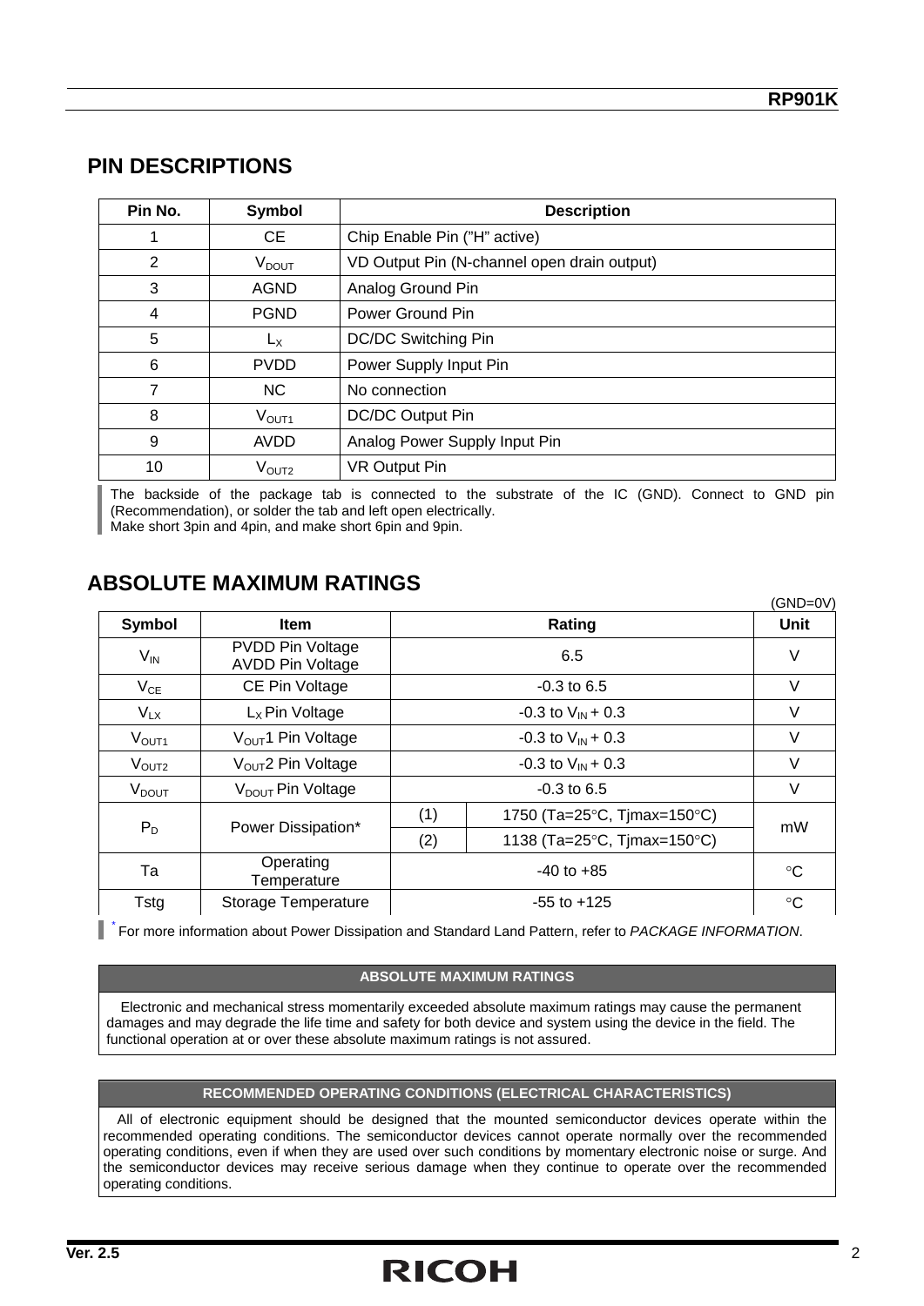## PIN DESCRIPTIONS

| Pin No. | Symbol | Description |
|---|---|---|
| 1 | CE | Chip Enable Pin (”H” active) |
| 2 | $V_{DOUT}$ | VD Output Pin (N-channel open drain output) |
| 3 | AGND | Analog Ground Pin |
| 4 | PGND | Power Ground Pin |
| 5 | $L_X$ | DC/DC Switching Pin |
| 6 | PVDD | Power Supply Input Pin |
| 7 | NC | No connection |
| 8 | $V_{OUT1}$ | DC/DC Output Pin |
| 9 | AVDD | Analog Power Supply Input Pin |
| 10 | $V_{OUT2}$ | VR Output Pin |

The backside of the package tab is connected to the substrate of the IC (GND). Connect to GND pin (Recommendation), or solder the tab and left open electrically.
Make short 3pin and 4pin, and make short 6pin and 9pin.

## ABSOLUTE MAXIMUM RATINGS

(GND=0V)

| Symbol | Item | Rating | | Unit |
|---|---|---|---|---|
| $V_{IN}$ | PVDD Pin Voltage<br>AVDD Pin Voltage | 6.5 | | V |
| $V_{CE}$ | CE Pin Voltage | -0.3 to 6.5 | | V |
| $V_{LX}$ | $L_X$ Pin Voltage | -0.3 to $V_{IN}$ + 0.3 | | V |
| $V_{OUT1}$ | $V_{OUT}$1 Pin Voltage | -0.3 to $V_{IN}$ + 0.3 | | V |
| $V_{OUT2}$ | $V_{OUT}$2 Pin Voltage | -0.3 to $V_{IN}$ + 0.3 | | V |
| $V_{DOUT}$ | $V_{DOUT}$ Pin Voltage | -0.3 to 6.5 | | V |
| $P_D$ | Power Dissipation* | (1) | 1750 (Ta=25°C, Tjmax=150°C) | mW |
| | | (2) | 1138 (Ta=25°C, Tjmax=150°C) | |
| Ta | Operating Temperature | -40 to +85 | | °C |
| Tstg | Storage Temperature | -55 to +125 | | °C |

* For more information about Power Dissipation and Standard Land Pattern, refer to *PACKAGE INFORMATION*.

**ABSOLUTE MAXIMUM RATINGS**

Electronic and mechanical stress momentarily exceeded absolute maximum ratings may cause the permanent damages and may degrade the life time and safety for both device and system using the device in the field. The functional operation at or over these absolute maximum ratings is not assured.

**RECOMMENDED OPERATING CONDITIONS (ELECTRICAL CHARACTERISTICS)**

All of electronic equipment should be designed that the mounted semiconductor devices operate within the recommended operating conditions. The semiconductor devices cannot operate normally over the recommended operating conditions, even if when they are used over such conditions by momentary electronic noise or surge. And the semiconductor devices may receive serious damage when they continue to operate over the recommended operating conditions.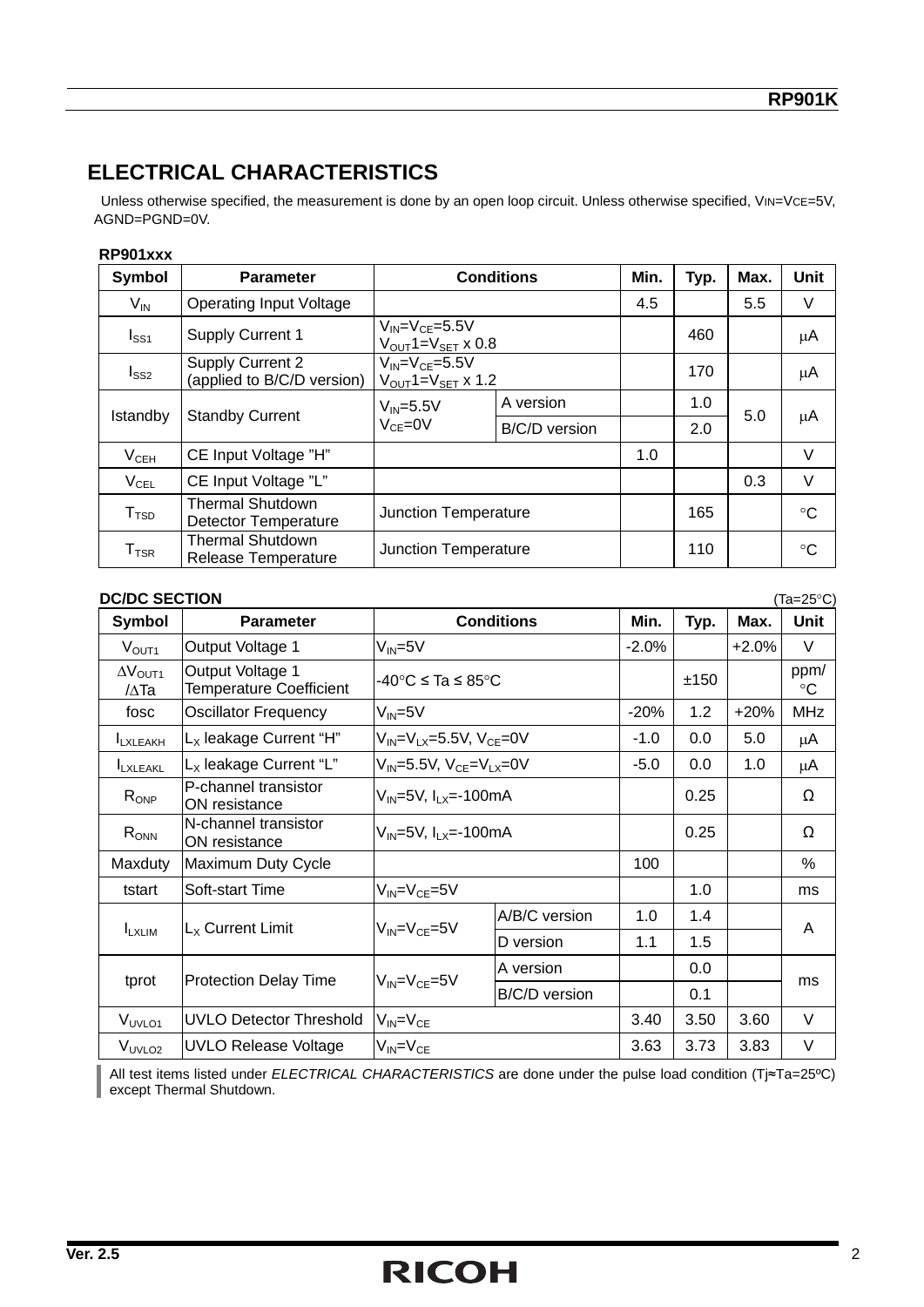## ELECTRICAL CHARACTERISTICS

Unless otherwise specified, the measurement is done by an open loop circuit. Unless otherwise specified, $V_{IN}$=$V_{CE}$=5V, AGND=PGND=0V.

**RP901xxx**

| Symbol | Parameter | Conditions | | Min. | Typ. | Max. | Unit |
|---|---|---|---|---|---|---|---|
| $V_{IN}$ | Operating Input Voltage | | | 4.5 | | 5.5 | V |
| $I_{SS1}$ | Supply Current 1 | $V_{IN}$=$V_{CE}$=5.5V $V_{OUT}1$=$V_{SET}$ x 0.8 | | | 460 | | μA |
| $I_{SS2}$ | Supply Current 2 (applied to B/C/D version) | $V_{IN}$=$V_{CE}$=5.5V $V_{OUT}1$=$V_{SET}$ x 1.2 | | | 170 | | μA |
| Istandby | Standby Current | $V_{IN}$=5.5V $V_{CE}$=0V | A version | | 1.0 | 5.0 | μA |
| | | | B/C/D version | | 2.0 | | |
| $V_{CEH}$ | CE Input Voltage "H" | | | 1.0 | | | V |
| $V_{CEL}$ | CE Input Voltage "L" | | | | | 0.3 | V |
| $T_{TSD}$ | Thermal Shutdown Detector Temperature | Junction Temperature | | | 165 | | °C |
| $T_{TSR}$ | Thermal Shutdown Release Temperature | Junction Temperature | | | 110 | | °C |

**DC/DC SECTION** (Ta=25°C)

| Symbol | Parameter | Conditions | | Min. | Typ. | Max. | Unit |
|---|---|---|---|---|---|---|---|
| $V_{OUT1}$ | Output Voltage 1 | $V_{IN}$=5V | | -2.0% | | +2.0% | V |
| $\Delta V_{OUT1}/\Delta Ta$ | Output Voltage 1 Temperature Coefficient | -40°C ≤ Ta ≤ 85°C | | | ±150 | | ppm/°C |
| fosc | Oscillator Frequency | $V_{IN}$=5V | | -20% | 1.2 | +20% | MHz |
| $I_{LXLEAKH}$ | $L_X$ leakage Current "H" | $V_{IN}$=$V_{LX}$=5.5V, $V_{CE}$=0V | | -1.0 | 0.0 | 5.0 | μA |
| $I_{LXLEAKL}$ | $L_X$ leakage Current "L" | $V_{IN}$=5.5V, $V_{CE}$=$V_{LX}$=0V | | -5.0 | 0.0 | 1.0 | μA |
| $R_{ONP}$ | P-channel transistor ON resistance | $V_{IN}$=5V, $I_{LX}$=-100mA | | | 0.25 | | Ω |
| $R_{ONN}$ | N-channel transistor ON resistance | $V_{IN}$=5V, $I_{LX}$=-100mA | | | 0.25 | | Ω |
| Maxduty | Maximum Duty Cycle | | | 100 | | | % |
| tstart | Soft-start Time | $V_{IN}$=$V_{CE}$=5V | | | 1.0 | | ms |
| $I_{LXLIM}$ | $L_X$ Current Limit | $V_{IN}$=$V_{CE}$=5V | A/B/C version | 1.0 | 1.4 | | A |
| | | | D version | 1.1 | 1.5 | | |
| tprot | Protection Delay Time | $V_{IN}$=$V_{CE}$=5V | A version | | 0.0 | | ms |
| | | | B/C/D version | | 0.1 | | |
| $V_{UVLO1}$ | UVLO Detector Threshold | $V_{IN}$=$V_{CE}$ | | 3.40 | 3.50 | 3.60 | V |
| $V_{UVLO2}$ | UVLO Release Voltage | $V_{IN}$=$V_{CE}$ | | 3.63 | 3.73 | 3.83 | V |

All test items listed under *ELECTRICAL CHARACTERISTICS* are done under the pulse load condition (Tj≈Ta=25ºC) except Thermal Shutdown.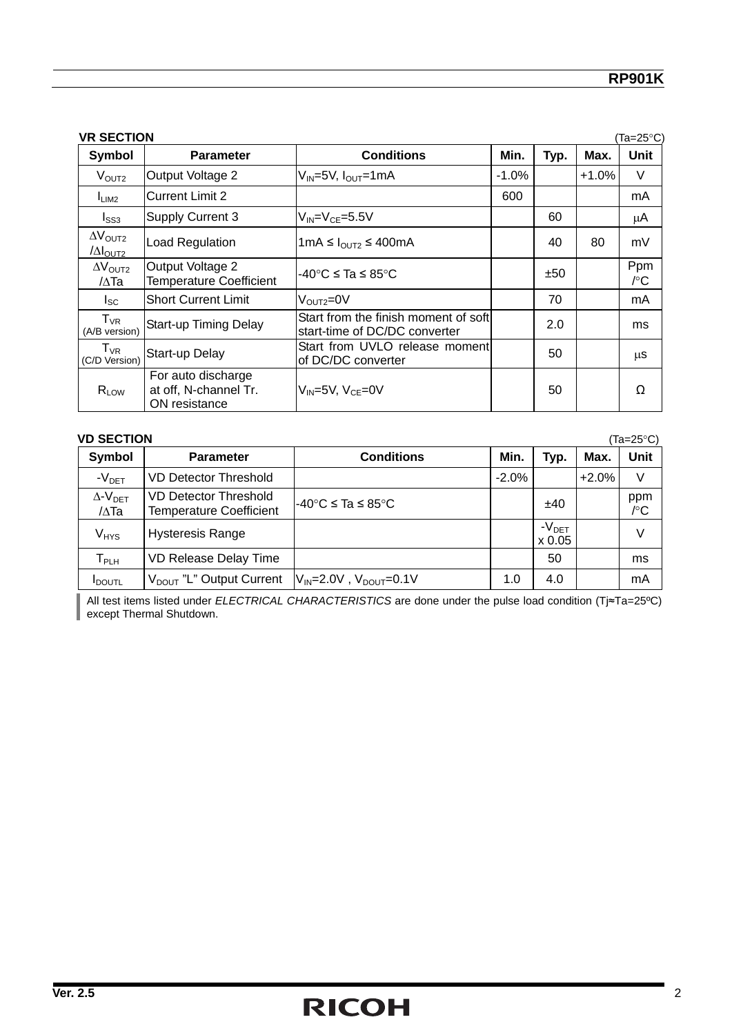**VR SECTION** (Ta=25°C)

| Symbol | Parameter | Conditions | Min. | Typ. | Max. | Unit |
|---|---|---|---|---|---|---|
| $V_{OUT2}$ | Output Voltage 2 | $V_{IN}$=5V, $I_{OUT}$=1mA | -1.0% | | +1.0% | V |
| $I_{LIM2}$ | Current Limit 2 | | 600 | | | mA |
| $I_{SS3}$ | Supply Current 3 | $V_{IN}$=$V_{CE}$=5.5V | | 60 | | μA |
| $\Delta V_{OUT2}$ /$\Delta I_{OUT2}$ | Load Regulation | 1mA ≤ $I_{OUT2}$ ≤ 400mA | | 40 | 80 | mV |
| $\Delta V_{OUT2}$ /$\Delta$Ta | Output Voltage 2 Temperature Coefficient | -40°C ≤ Ta ≤ 85°C | | ±50 | | Ppm /°C |
| $I_{SC}$ | Short Current Limit | $V_{OUT2}$=0V | | 70 | | mA |
| $T_{VR}$ (A/B version) | Start-up Timing Delay | Start from the finish moment of soft start-time of DC/DC converter | | 2.0 | | ms |
| $T_{VR}$ (C/D Version) | Start-up Delay | Start from UVLO release moment of DC/DC converter | | 50 | | μs |
| $R_{LOW}$ | For auto discharge at off, N-channel Tr. ON resistance | $V_{IN}$=5V, $V_{CE}$=0V | | 50 | | Ω |

**VD SECTION** (Ta=25°C)

| Symbol | Parameter | Conditions | Min. | Typ. | Max. | Unit |
|---|---|---|---|---|---|---|
| $-V_{DET}$ | VD Detector Threshold | | -2.0% | | +2.0% | V |
| $\Delta$-$V_{DET}$ /$\Delta$Ta | VD Detector Threshold Temperature Coefficient | -40°C ≤ Ta ≤ 85°C | | ±40 | | ppm /°C |
| $V_{HYS}$ | Hysteresis Range | | | $-V_{DET}$ x 0.05 | | V |
| $T_{PLH}$ | VD Release Delay Time | | | 50 | | ms |
| $I_{DOUTL}$ | $V_{DOUT}$ "L" Output Current | $V_{IN}$=2.0V , $V_{DOUT}$=0.1V | 1.0 | 4.0 | | mA |

All test items listed under *ELECTRICAL CHARACTERISTICS* are done under the pulse load condition (Tj≈Ta=25ºC) except Thermal Shutdown.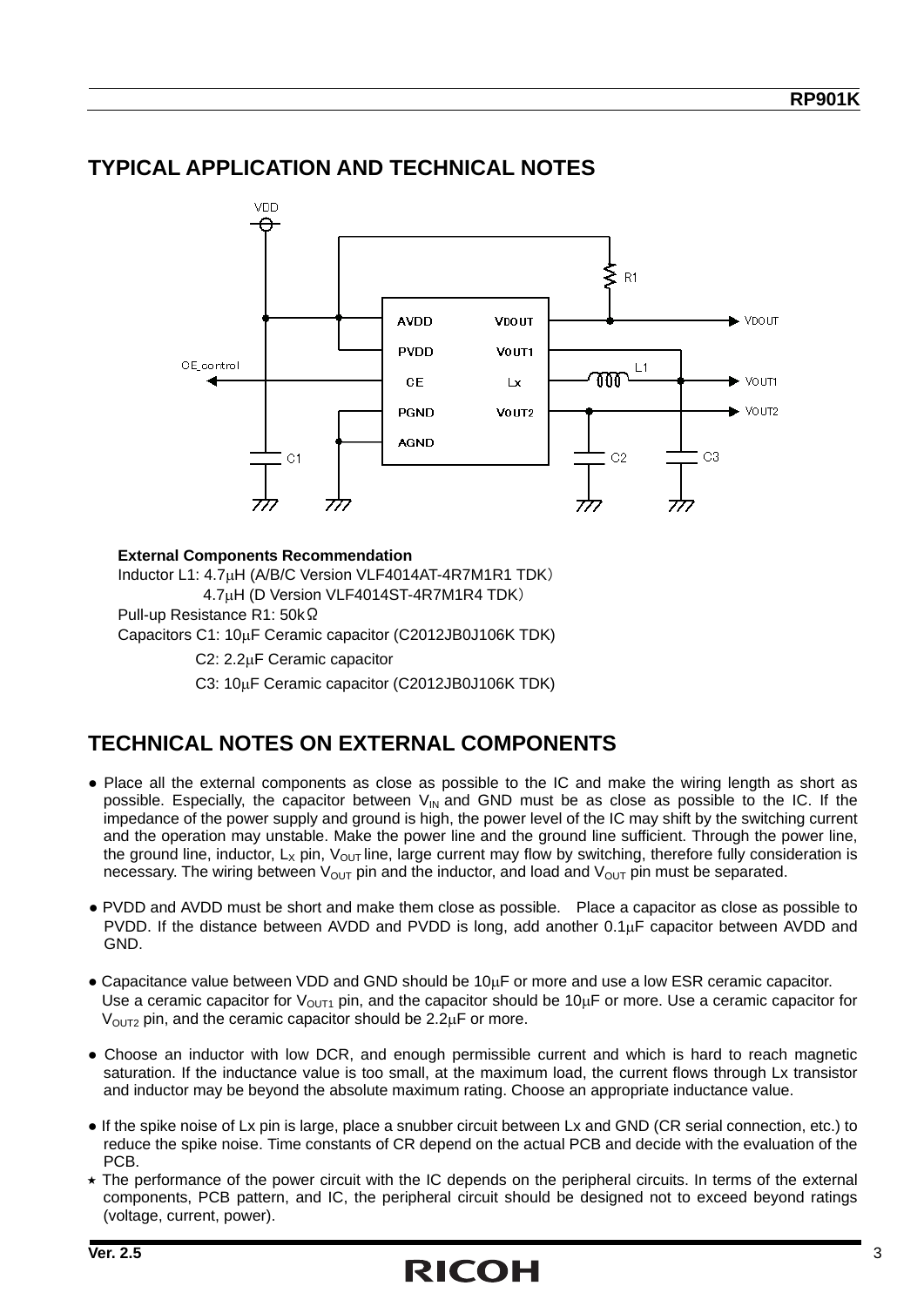## TYPICAL APPLICATION AND TECHNICAL NOTES

**External Components Recommendation**

Inductor L1: 4.7μH (A/B/C Version VLF4014AT-4R7M1R1 TDK)
4.7μH (D Version VLF4014ST-4R7M1R4 TDK)

Pull-up Resistance R1: 50kΩ

Capacitors C1: 10μF Ceramic capacitor (C2012JB0J106K TDK)
C2: 2.2μF Ceramic capacitor
C3: 10μF Ceramic capacitor (C2012JB0J106K TDK)

## TECHNICAL NOTES ON EXTERNAL COMPONENTS

- Place all the external components as close as possible to the IC and make the wiring length as short as possible. Especially, the capacitor between $V_{IN}$ and GND must be as close as possible to the IC. If the impedance of the power supply and ground is high, the power level of the IC may shift by the switching current and the operation may unstable. Make the power line and the ground line sufficient. Through the power line, the ground line, inductor, $L_X$ pin, $V_{OUT}$ line, large current may flow by switching, therefore fully consideration is necessary. The wiring between $V_{OUT}$ pin and the inductor, and load and $V_{OUT}$ pin must be separated.

- PVDD and AVDD must be short and make them close as possible. Place a capacitor as close as possible to PVDD. If the distance between AVDD and PVDD is long, add another 0.1μF capacitor between AVDD and GND.

- Capacitance value between VDD and GND should be 10μF or more and use a low ESR ceramic capacitor. Use a ceramic capacitor for $V_{OUT1}$ pin, and the capacitor should be 10μF or more. Use a ceramic capacitor for $V_{OUT2}$ pin, and the ceramic capacitor should be 2.2μF or more.

- Choose an inductor with low DCR, and enough permissible current and which is hard to reach magnetic saturation. If the inductance value is too small, at the maximum load, the current flows through Lx transistor and inductor may be beyond the absolute maximum rating. Choose an appropriate inductance value.

- If the spike noise of Lx pin is large, place a snubber circuit between Lx and GND (CR serial connection, etc.) to reduce the spike noise. Time constants of CR depend on the actual PCB and decide with the evaluation of the PCB.

⋆ The performance of the power circuit with the IC depends on the peripheral circuits. In terms of the external components, PCB pattern, and IC, the peripheral circuit should be designed not to exceed beyond ratings (voltage, current, power).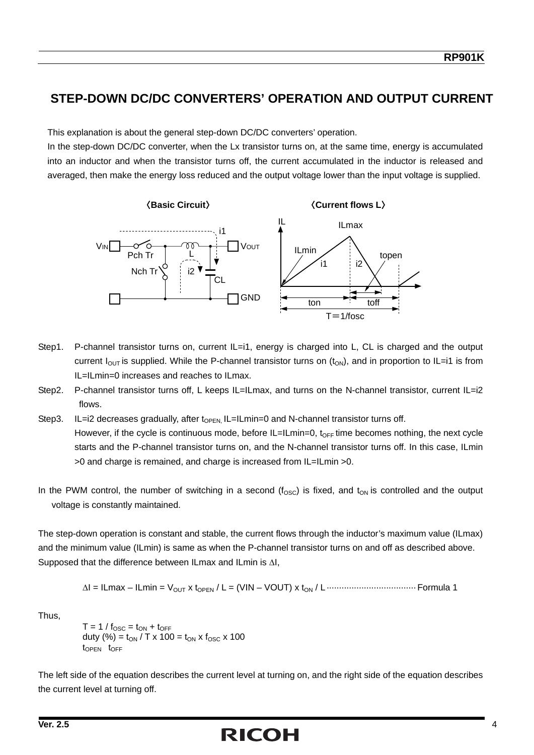## STEP-DOWN DC/DC CONVERTERS' OPERATION AND OUTPUT CURRENT

This explanation is about the general step-down DC/DC converters' operation.

In the step-down DC/DC converter, when the Lx transistor turns on, at the same time, energy is accumulated into an inductor and when the transistor turns off, the current accumulated in the inductor is released and averaged, then make the energy loss reduced and the output voltage lower than the input voltage is supplied.

〈Basic Circuit〉 〈Current flows L〉

Step1. P-channel transistor turns on, current IL=i1, energy is charged into L, CL is charged and the output current $I_{OUT}$ is supplied. While the P-channel transistor turns on ($t_{ON}$), and in proportion to IL=i1 is from IL=ILmin=0 increases and reaches to ILmax.

Step2. P-channel transistor turns off, L keeps IL=ILmax, and turns on the N-channel transistor, current IL=i2 flows.

Step3. IL=i2 decreases gradually, after $t_{OPEN,}$ IL=ILmin=0 and N-channel transistor turns off.
However, if the cycle is continuous mode, before IL=ILmin=0, $t_{OFF}$ time becomes nothing, the next cycle starts and the P-channel transistor turns on, and the N-channel transistor turns off. In this case, ILmin >0 and charge is remained, and charge is increased from IL=ILmin >0.

In the PWM control, the number of switching in a second ($f_{OSC}$) is fixed, and $t_{ON}$ is controlled and the output voltage is constantly maintained.

The step-down operation is constant and stable, the current flows through the inductor's maximum value (ILmax) and the minimum value (ILmin) is same as when the P-channel transistor turns on and off as described above.
Supposed that the difference between ILmax and ILmin is $\Delta I$,

$$\Delta I = ILmax - ILmin = V_{OUT} \times t_{OPEN} / L = (VIN - VOUT) \times t_{ON} / L \quad \cdots\cdots \text{Formula 1}$$

Thus,

$T = 1 / f_{OSC} = t_{ON} + t_{OFF}$
duty (%) $= t_{ON} / T \times 100 = t_{ON} \times f_{OSC} \times 100$
$t_{OPEN}$ $t_{OFF}$

The left side of the equation describes the current level at turning on, and the right side of the equation describes the current level at turning off.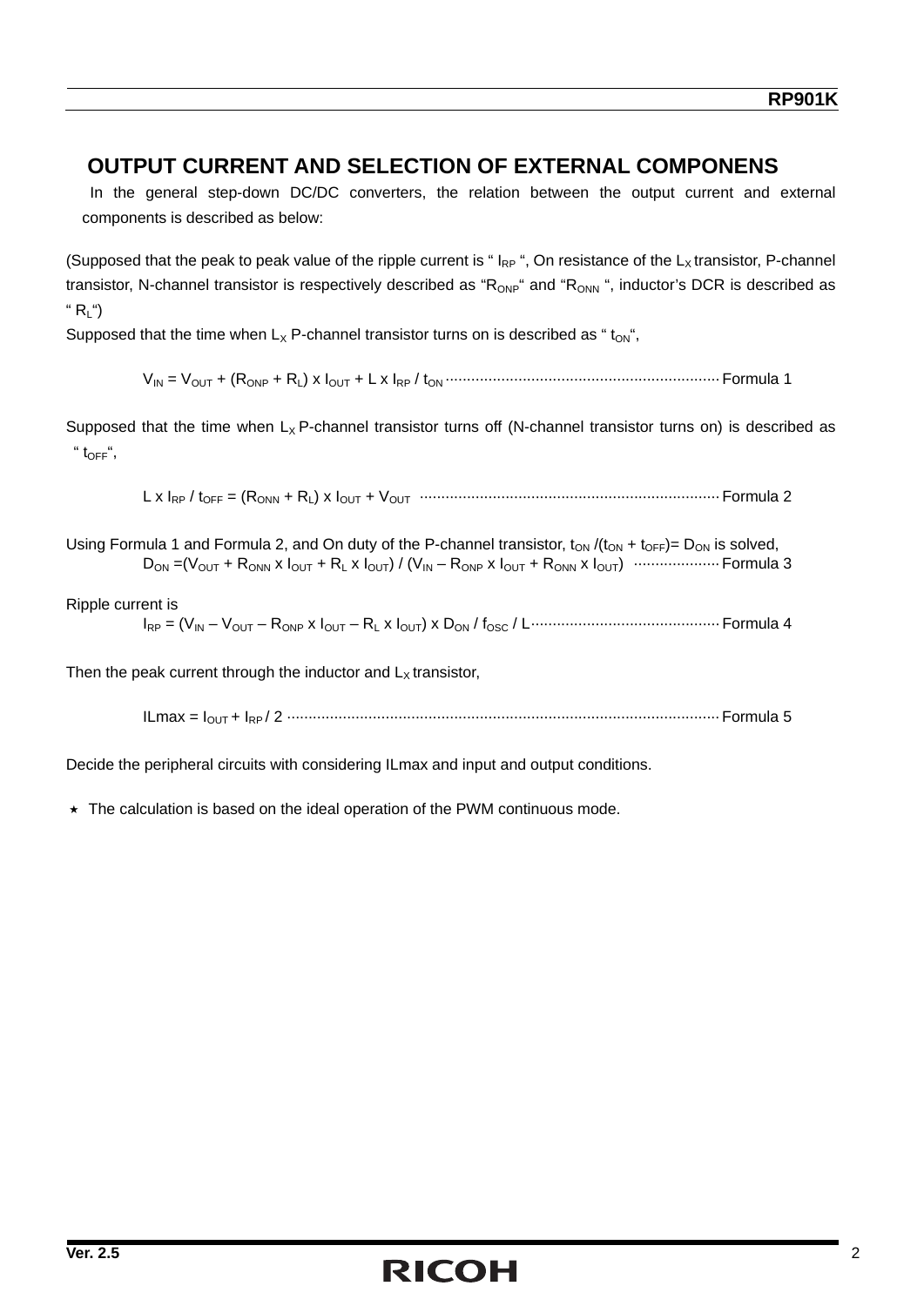## OUTPUT CURRENT AND SELECTION OF EXTERNAL COMPONENS

In the general step-down DC/DC converters, the relation between the output current and external components is described as below:

(Supposed that the peak to peak value of the ripple current is " $I_{RP}$ ", On resistance of the $L_X$ transistor, P-channel transistor, N-channel transistor is respectively described as "$R_{ONP}$" and "$R_{ONN}$ ", inductor's DCR is described as " $R_L$")

Supposed that the time when $L_X$ P-channel transistor turns on is described as " $t_{ON}$",

$$V_{IN} = V_{OUT} + (R_{ONP} + R_L) \times I_{OUT} + L \times I_{RP} / t_{ON} \quad \cdots\cdots \text{Formula 1}$$

Supposed that the time when $L_X$ P-channel transistor turns off (N-channel transistor turns on) is described as " $t_{OFF}$",

$$L \times I_{RP} / t_{OFF} = (R_{ONN} + R_L) \times I_{OUT} + V_{OUT} \quad \cdots\cdots \text{Formula 2}$$

Using Formula 1 and Formula 2, and On duty of the P-channel transistor, $t_{ON} /(t_{ON} + t_{OFF})= D_{ON}$ is solved,

$$D_{ON} =(V_{OUT} + R_{ONN} \times I_{OUT} + R_L \times I_{OUT}) / (V_{IN} - R_{ONP} \times I_{OUT} + R_{ONN} \times I_{OUT}) \quad \cdots\cdots \text{Formula 3}$$

Ripple current is

$$I_{RP} = (V_{IN} - V_{OUT} - R_{ONP} \times I_{OUT} - R_L \times I_{OUT}) \times D_{ON} / f_{OSC} / L \quad \cdots\cdots \text{Formula 4}$$

Then the peak current through the inductor and $L_X$ transistor,

$$ILmax = I_{OUT} + I_{RP} / 2 \quad \cdots\cdots \text{Formula 5}$$

Decide the peripheral circuits with considering ILmax and input and output conditions.

⋆ The calculation is based on the ideal operation of the PWM continuous mode.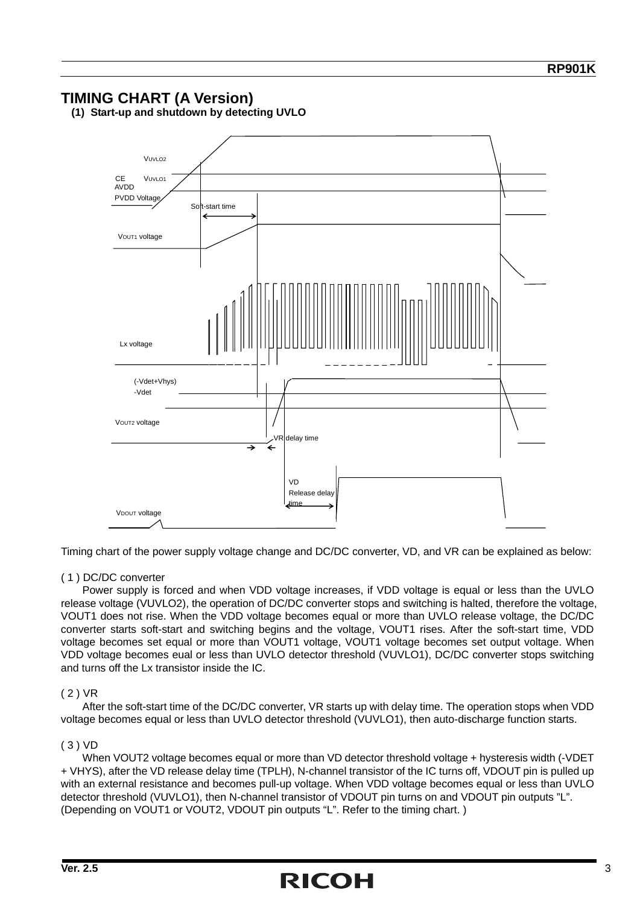# TIMING CHART (A Version)

## (1) Start-up and shutdown by detecting UVLO

Timing chart of the power supply voltage change and DC/DC converter, VD, and VR can be explained as below:

( 1 ) DC/DC converter

Power supply is forced and when VDD voltage increases, if VDD voltage is equal or less than the UVLO release voltage (VUVLO2), the operation of DC/DC converter stops and switching is halted, therefore the voltage, VOUT1 does not rise. When the VDD voltage becomes equal or more than UVLO release voltage, the DC/DC converter starts soft-start and switching begins and the voltage, VOUT1 rises. After the soft-start time, VDD voltage becomes set equal or more than VOUT1 voltage, VOUT1 voltage becomes set output voltage. When VDD voltage becomes eual or less than UVLO detector threshold (VUVLO1), DC/DC converter stops switching and turns off the Lx transistor inside the IC.

( 2 ) VR

After the soft-start time of the DC/DC converter, VR starts up with delay time. The operation stops when VDD voltage becomes equal or less than UVLO detector threshold (VUVLO1), then auto-discharge function starts.

( 3 ) VD

When VOUT2 voltage becomes equal or more than VD detector threshold voltage + hysteresis width (-VDET + VHYS), after the VD release delay time (TPLH), N-channel transistor of the IC turns off, VDOUT pin is pulled up with an external resistance and becomes pull-up voltage. When VDD voltage becomes equal or less than UVLO detector threshold (VUVLO1), then N-channel transistor of VDOUT pin turns on and VDOUT pin outputs "L". (Depending on VOUT1 or VOUT2, VDOUT pin outputs "L". Refer to the timing chart. )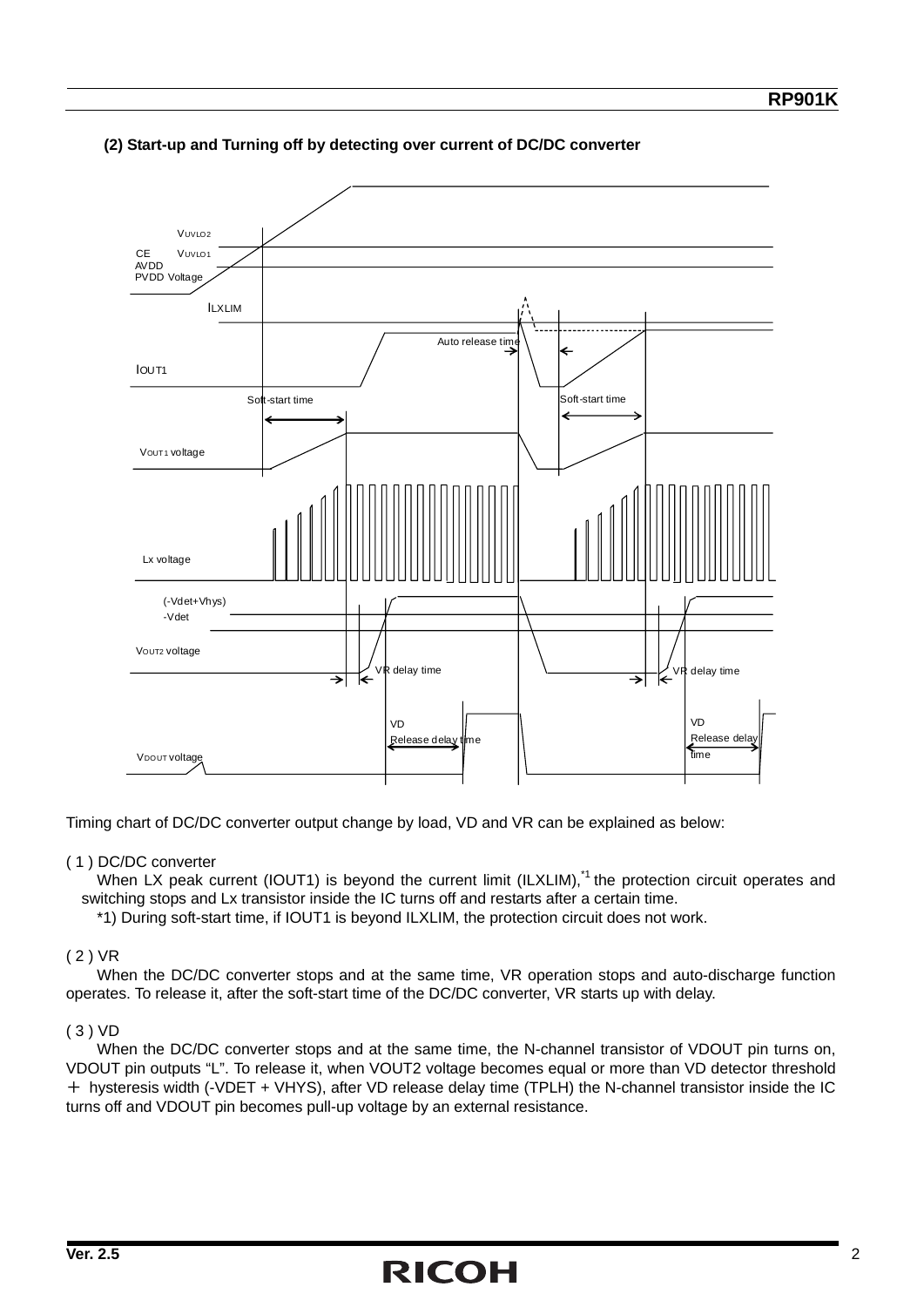**(2) Start-up and Turning off by detecting over current of DC/DC converter**

Timing chart of DC/DC converter output change by load, VD and VR can be explained as below:

( 1 ) DC/DC converter

When LX peak current (IOUT1) is beyond the current limit (ILXLIM),[*1] the protection circuit operates and switching stops and Lx transistor inside the IC turns off and restarts after a certain time.

*1) During soft-start time, if IOUT1 is beyond ILXLIM, the protection circuit does not work.

( 2 ) VR

When the DC/DC converter stops and at the same time, VR operation stops and auto-discharge function operates. To release it, after the soft-start time of the DC/DC converter, VR starts up with delay.

( 3 ) VD

When the DC/DC converter stops and at the same time, the N-channel transistor of VDOUT pin turns on, VDOUT pin outputs "L". To release it, when VOUT2 voltage becomes equal or more than VD detector threshold ＋ hysteresis width (-VDET + VHYS), after VD release delay time (TPLH) the N-channel transistor inside the IC turns off and VDOUT pin becomes pull-up voltage by an external resistance.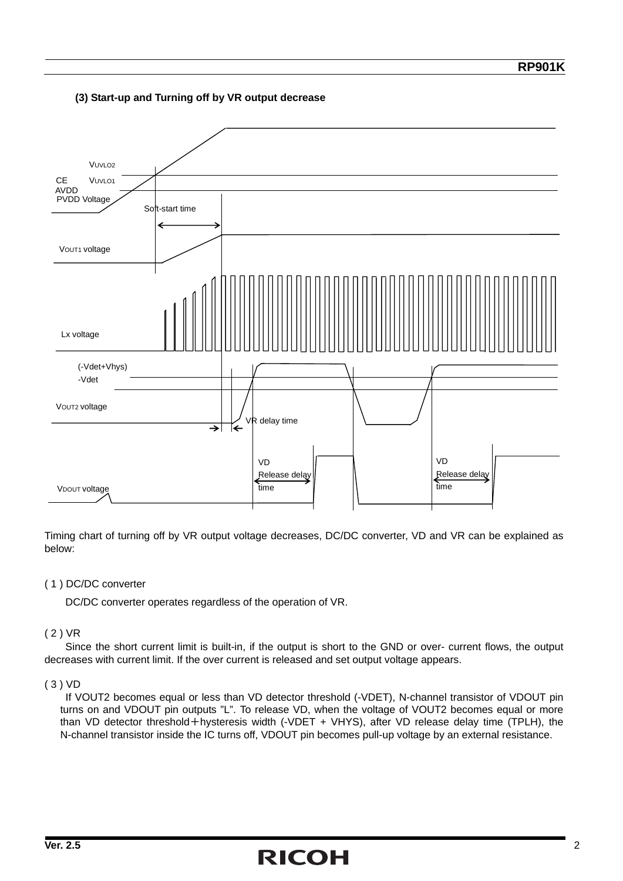### (3) Start-up and Turning off by VR output decrease

VUVLO2

CE VUVLO1
AVDD
PVDD Voltage

Soft-start time

VOUT1 voltage

Lx voltage

(-Vdet+Vhys)
-Vdet

VOUT2 voltage

VR delay time

VD
Release delay
time

VD
Release delay
time

VDOUT voltage

Timing chart of turning off by VR output voltage decreases, DC/DC converter, VD and VR can be explained as below:

( 1 ) DC/DC converter

DC/DC converter operates regardless of the operation of VR.

( 2 ) VR

Since the short current limit is built-in, if the output is short to the GND or over- current flows, the output decreases with current limit. If the over current is released and set output voltage appears.

( 3 ) VD

If VOUT2 becomes equal or less than VD detector threshold (-VDET), N-channel transistor of VDOUT pin turns on and VDOUT pin outputs "L". To release VD, when the voltage of VOUT2 becomes equal or more than VD detector threshold＋hysteresis width (-VDET + VHYS), after VD release delay time (TPLH), the N-channel transistor inside the IC turns off, VDOUT pin becomes pull-up voltage by an external resistance.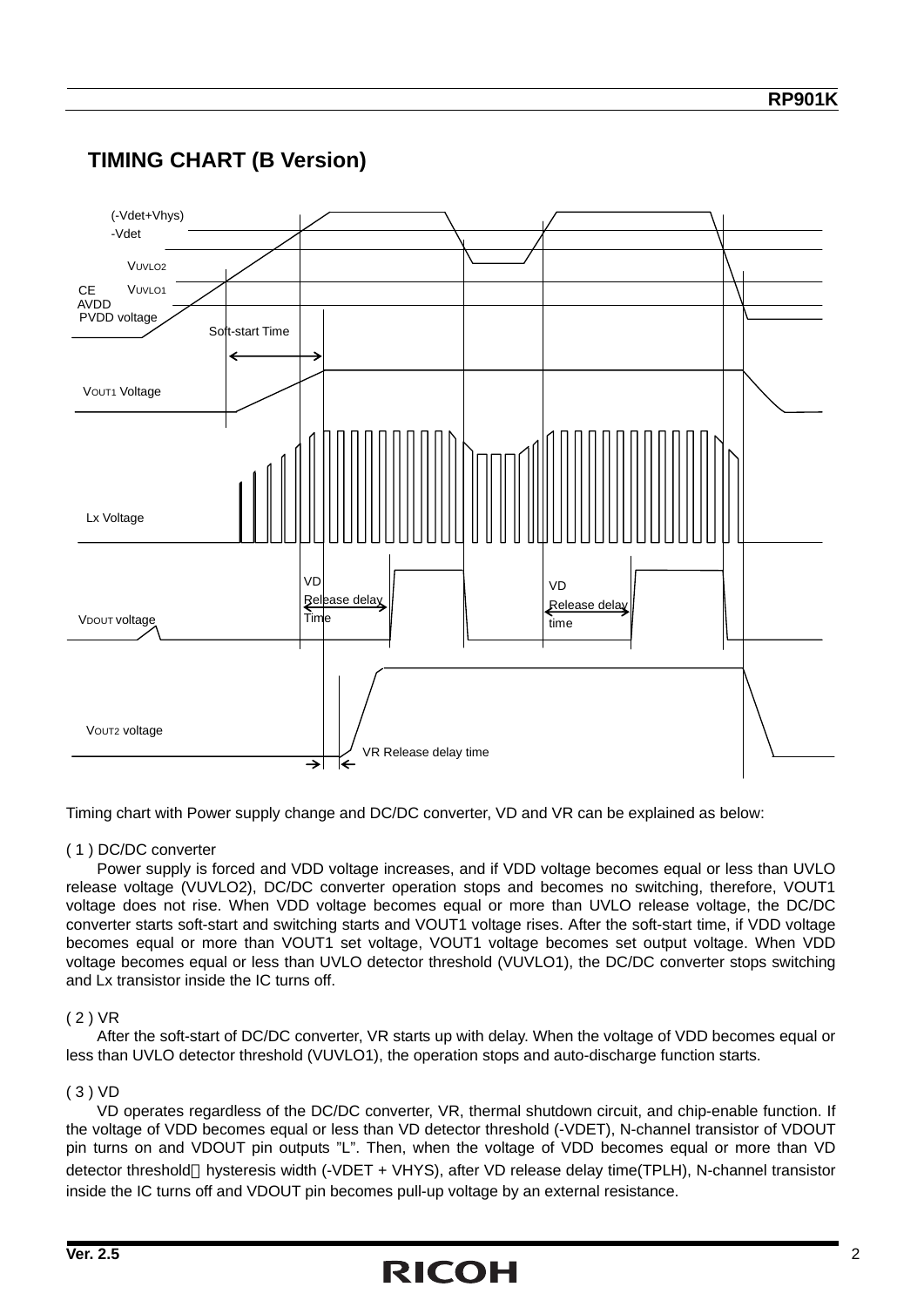## TIMING CHART (B Version)

(-Vdet+Vhys)
-Vdet
VUVLO2
CE VUVLO1
AVDD
PVDD voltage
Soft-start Time
VOUT1 Voltage
Lx Voltage
VD Release delay Time
VD Release delay time
VDOUT voltage
VOUT2 voltage
VR Release delay time

Timing chart with Power supply change and DC/DC converter, VD and VR can be explained as below:

( 1 ) DC/DC converter

Power supply is forced and VDD voltage increases, and if VDD voltage becomes equal or less than UVLO release voltage (VUVLO2), DC/DC converter operation stops and becomes no switching, therefore, VOUT1 voltage does not rise. When VDD voltage becomes equal or more than UVLO release voltage, the DC/DC converter starts soft-start and switching starts and VOUT1 voltage rises. After the soft-start time, if VDD voltage becomes equal or more than VOUT1 set voltage, VOUT1 voltage becomes set output voltage. When VDD voltage becomes equal or less than UVLO detector threshold (VUVLO1), the DC/DC converter stops switching and Lx transistor inside the IC turns off.

( 2 ) VR

After the soft-start of DC/DC converter, VR starts up with delay. When the voltage of VDD becomes equal or less than UVLO detector threshold (VUVLO1), the operation stops and auto-discharge function starts.

( 3 ) VD

VD operates regardless of the DC/DC converter, VR, thermal shutdown circuit, and chip-enable function. If the voltage of VDD becomes equal or less than VD detector threshold (-VDET), N-channel transistor of VDOUT pin turns on and VDOUT pin outputs "L". Then, when the voltage of VDD becomes equal or more than VD detector threshold＋hysteresis width (-VDET + VHYS), after VD release delay time(TPLH), N-channel transistor inside the IC turns off and VDOUT pin becomes pull-up voltage by an external resistance.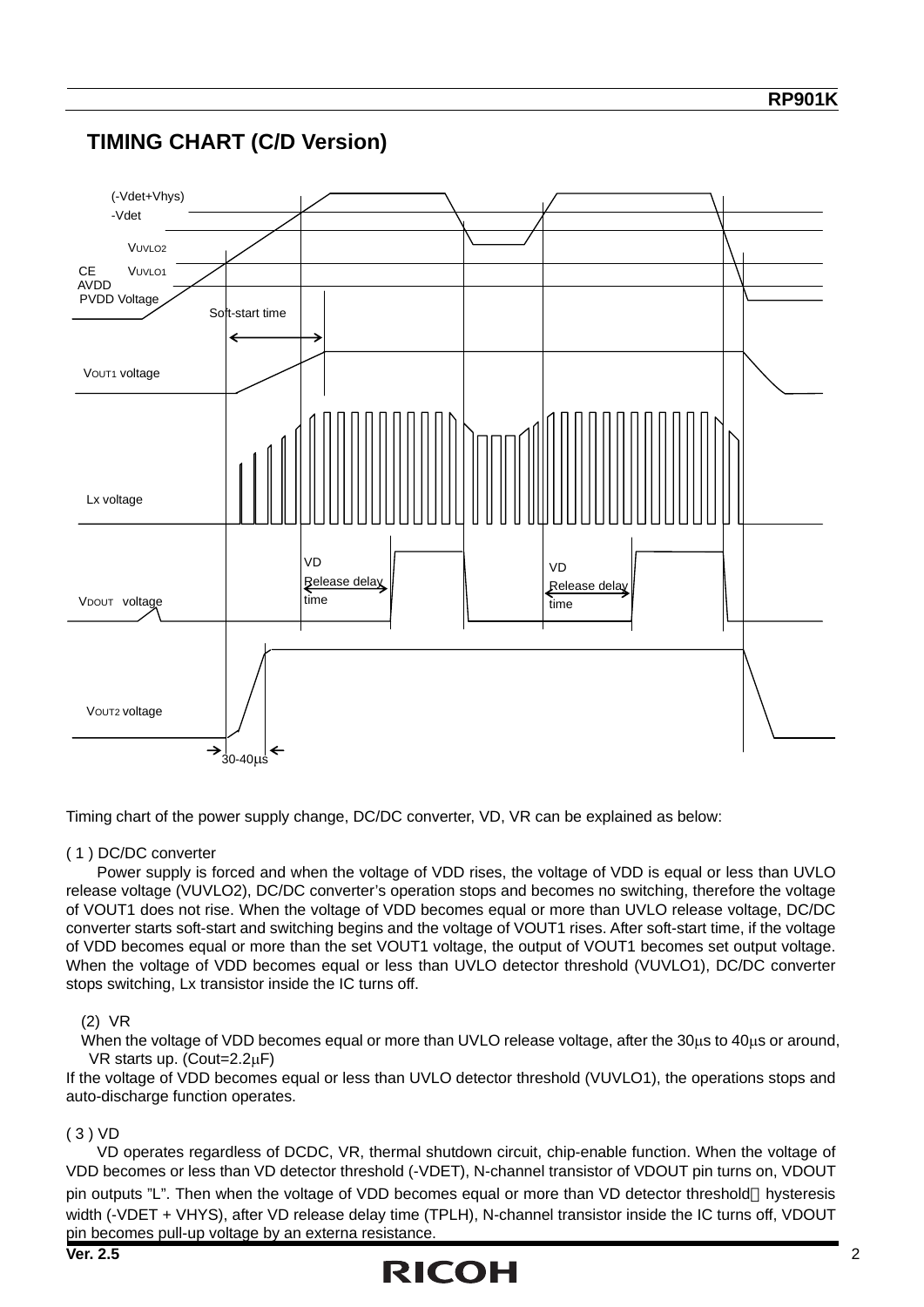## TIMING CHART (C/D Version)

(-Vdet+Vhys)
-Vdet
VUVLO2
CE VUVLO1
AVDD
PVDD Voltage
Soft-start time
VOUT1 voltage
Lx voltage
VD Release delay time
VD Release delay time
VDOUT voltage
VOUT2 voltage
30-40μs

Timing chart of the power supply change, DC/DC converter, VD, VR can be explained as below:

( 1 ) DC/DC converter

Power supply is forced and when the voltage of VDD rises, the voltage of VDD is equal or less than UVLO release voltage (VUVLO2), DC/DC converter's operation stops and becomes no switching, therefore the voltage of VOUT1 does not rise. When the voltage of VDD becomes equal or more than UVLO release voltage, DC/DC converter starts soft-start and switching begins and the voltage of VOUT1 rises. After soft-start time, if the voltage of VDD becomes equal or more than the set VOUT1 voltage, the output of VOUT1 becomes set output voltage. When the voltage of VDD becomes equal or less than UVLO detector threshold (VUVLO1), DC/DC converter stops switching, Lx transistor inside the IC turns off.

(2) VR

When the voltage of VDD becomes equal or more than UVLO release voltage, after the 30μs to 40μs or around, VR starts up. (Cout=2.2μF)

If the voltage of VDD becomes equal or less than UVLO detector threshold (VUVLO1), the operations stops and auto-discharge function operates.

( 3 ) VD

VD operates regardless of DCDC, VR, thermal shutdown circuit, chip-enable function. When the voltage of VDD becomes or less than VD detector threshold (-VDET), N-channel transistor of VDOUT pin turns on, VDOUT pin outputs "L". Then when the voltage of VDD becomes equal or more than VD detector threshold＋hysteresis width (-VDET + VHYS), after VD release delay time (TPLH), N-channel transistor inside the IC turns off, VDOUT pin becomes pull-up voltage by an externa resistance.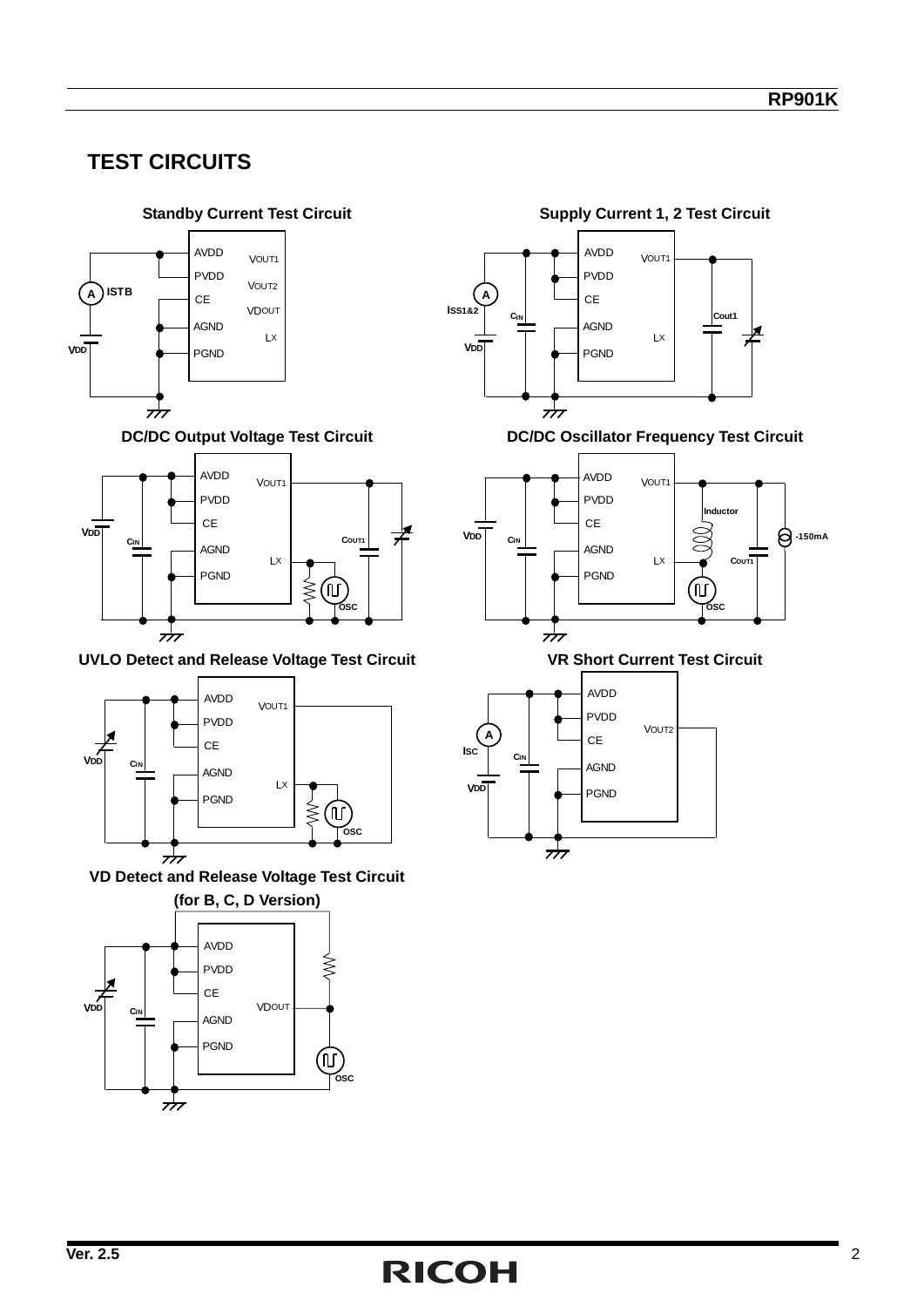## TEST CIRCUITS

**Standby Current Test Circuit**

**Supply Current 1, 2 Test Circuit**

**DC/DC Output Voltage Test Circuit**

**DC/DC Oscillator Frequency Test Circuit**

**UVLO Detect and Release Voltage Test Circuit**

**VR Short Current Test Circuit**

**VD Detect and Release Voltage Test Circuit (for B, C, D Version)**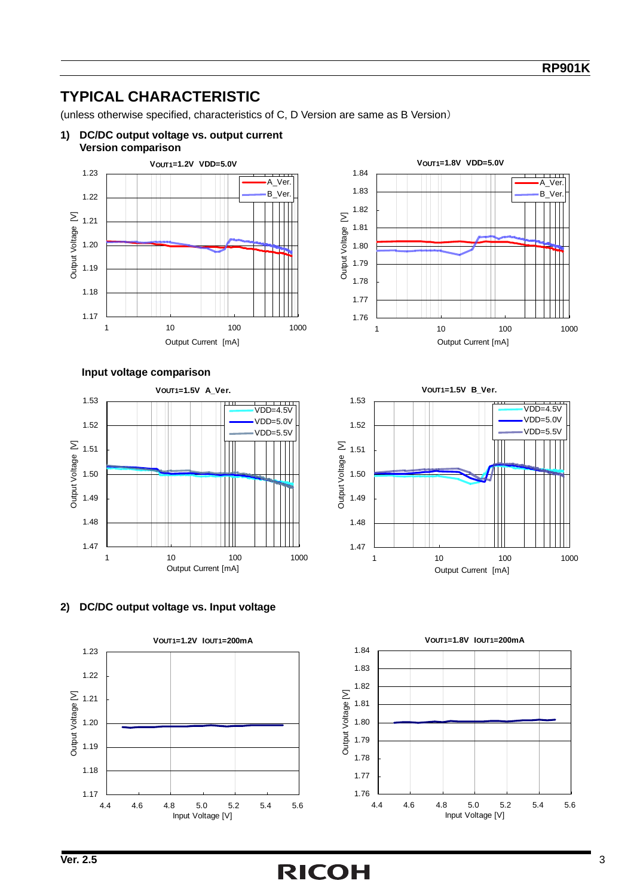# TYPICAL CHARACTERISTIC

(unless otherwise specified, characteristics of C, D Version are same as B Version)

**1) DC/DC output voltage vs. output current**
**Version comparison**

**Input voltage comparison**

**2) DC/DC output voltage vs. Input voltage**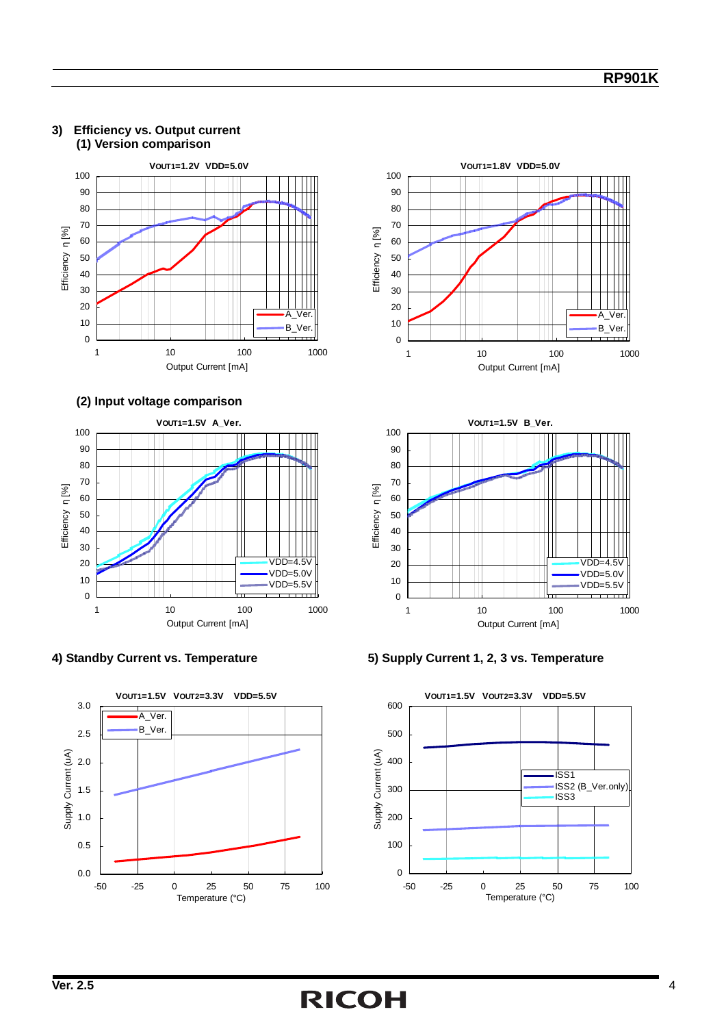### 3) Efficiency vs. Output current

#### (1) Version comparison

$V_{OUT1}$=1.2V VDD=5.0V

$V_{OUT1}$=1.8V VDD=5.0V

#### (2) Input voltage comparison

$V_{OUT1}$=1.5V A_Ver.

$V_{OUT1}$=1.5V B_Ver.

### 4) Standby Current vs. Temperature

$V_{OUT1}$=1.5V $V_{OUT2}$=3.3V VDD=5.5V

### 5) Supply Current 1, 2, 3 vs. Temperature

$V_{OUT1}$=1.5V $V_{OUT2}$=3.3V VDD=5.5V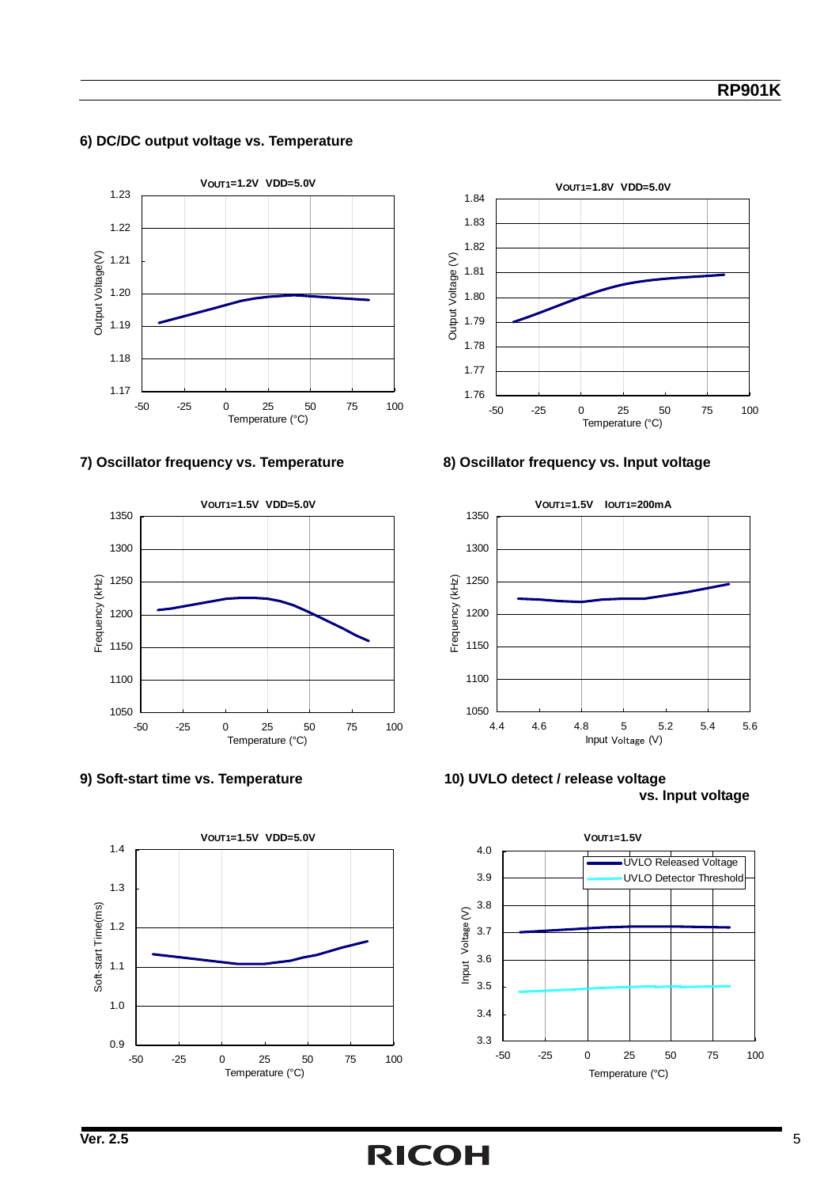### 6) DC/DC output voltage vs. Temperature

$V_{OUT1}$=1.2V VDD=5.0V

$V_{OUT1}$=1.8V VDD=5.0V

### 7) Oscillator frequency vs. Temperature

$V_{OUT1}$=1.5V VDD=5.0V

### 8) Oscillator frequency vs. Input voltage

$V_{OUT1}$=1.5V $I_{OUT1}$=200mA

### 9) Soft-start time vs. Temperature

$V_{OUT1}$=1.5V VDD=5.0V

### 10) UVLO detect / release voltage vs. Input voltage

$V_{OUT1}$=1.5V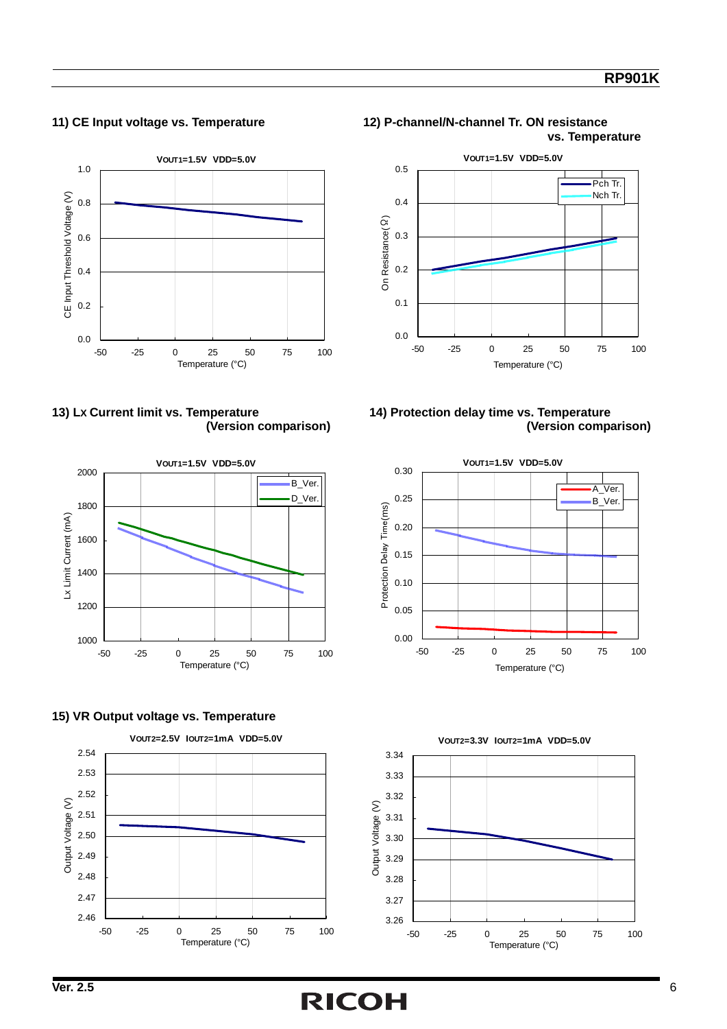### 11) CE Input voltage vs. Temperature

### 12) P-channel/N-channel Tr. ON resistance vs. Temperature

### 13) LX Current limit vs. Temperature (Version comparison)

### 14) Protection delay time vs. Temperature (Version comparison)

### 15) VR Output voltage vs. Temperature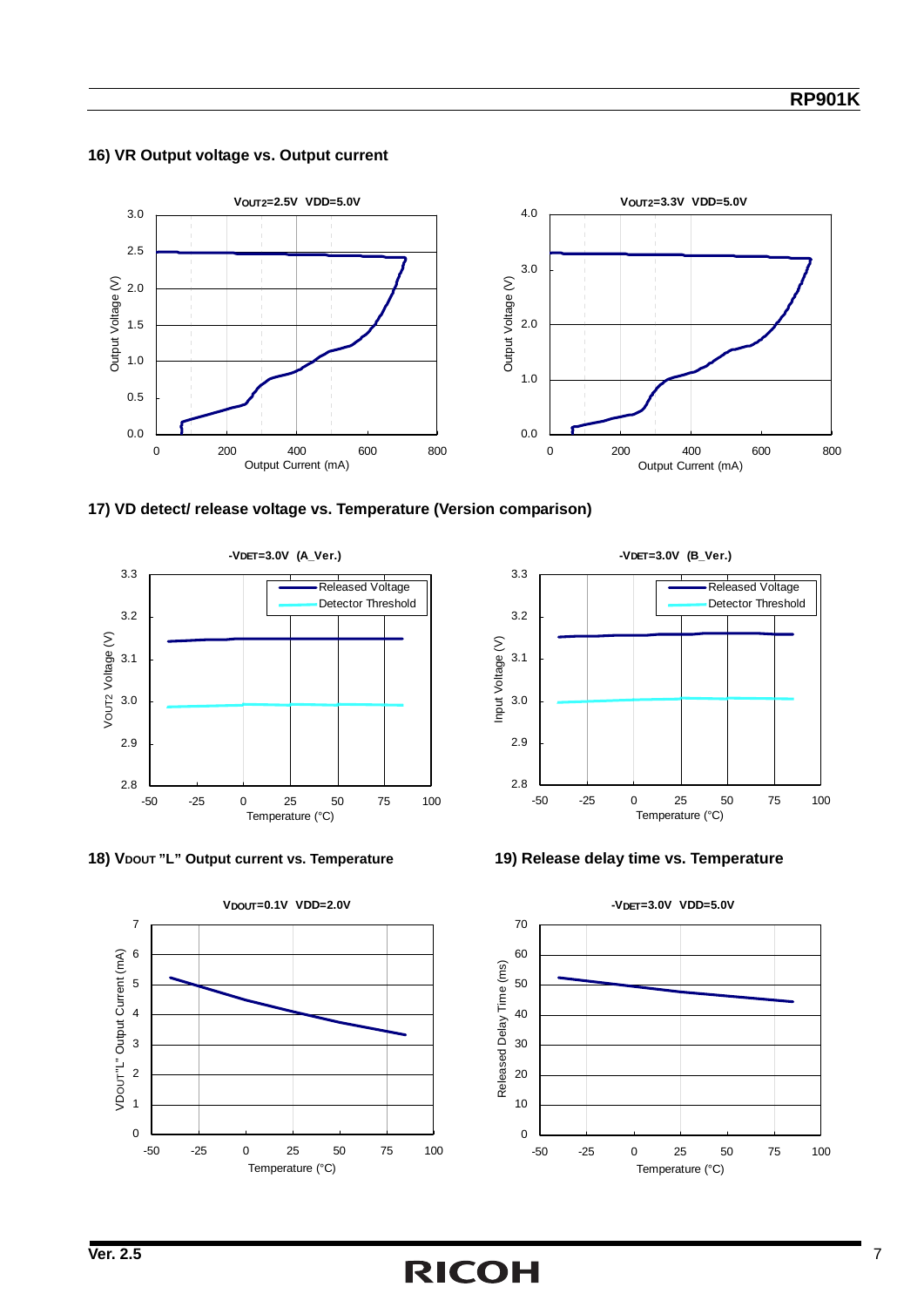## 16) VR Output voltage vs. Output current

$V_{OUT2}$=2.5V VDD=5.0V

$V_{OUT2}$=3.3V VDD=5.0V

## 17) VD detect/ release voltage vs. Temperature (Version comparison)

-$V_{DET}$=3.0V (A_Ver.)

-$V_{DET}$=3.0V (B_Ver.)

## 18) $V_{DOUT}$ "L" Output current vs. Temperature

$V_{DOUT}$=0.1V VDD=2.0V

## 19) Release delay time vs. Temperature

-$V_{DET}$=3.0V VDD=5.0V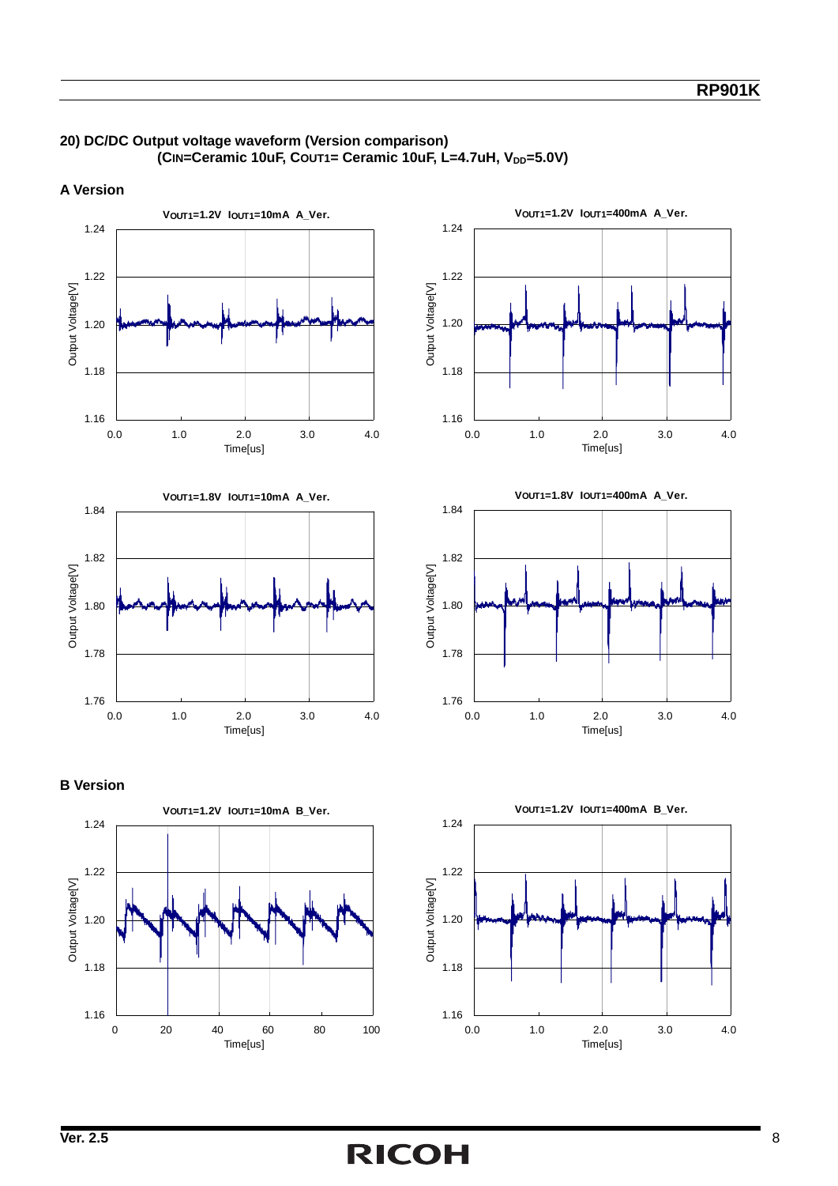## 20) DC/DC Output voltage waveform (Version comparison)
**($C_{IN}$=Ceramic 10uF, $C_{OUT1}$= Ceramic 10uF, L=4.7uH, $V_{DD}$=5.0V)**

### A Version

$V_{OUT1}$=1.2V $I_{OUT1}$=10mA A_Ver.

$V_{OUT1}$=1.2V $I_{OUT1}$=400mA A_Ver.

$V_{OUT1}$=1.8V $I_{OUT1}$=10mA A_Ver.

$V_{OUT1}$=1.8V $I_{OUT1}$=400mA A_Ver.

### B Version

$V_{OUT1}$=1.2V $I_{OUT1}$=10mA B_Ver.

$V_{OUT1}$=1.2V $I_{OUT1}$=400mA B_Ver.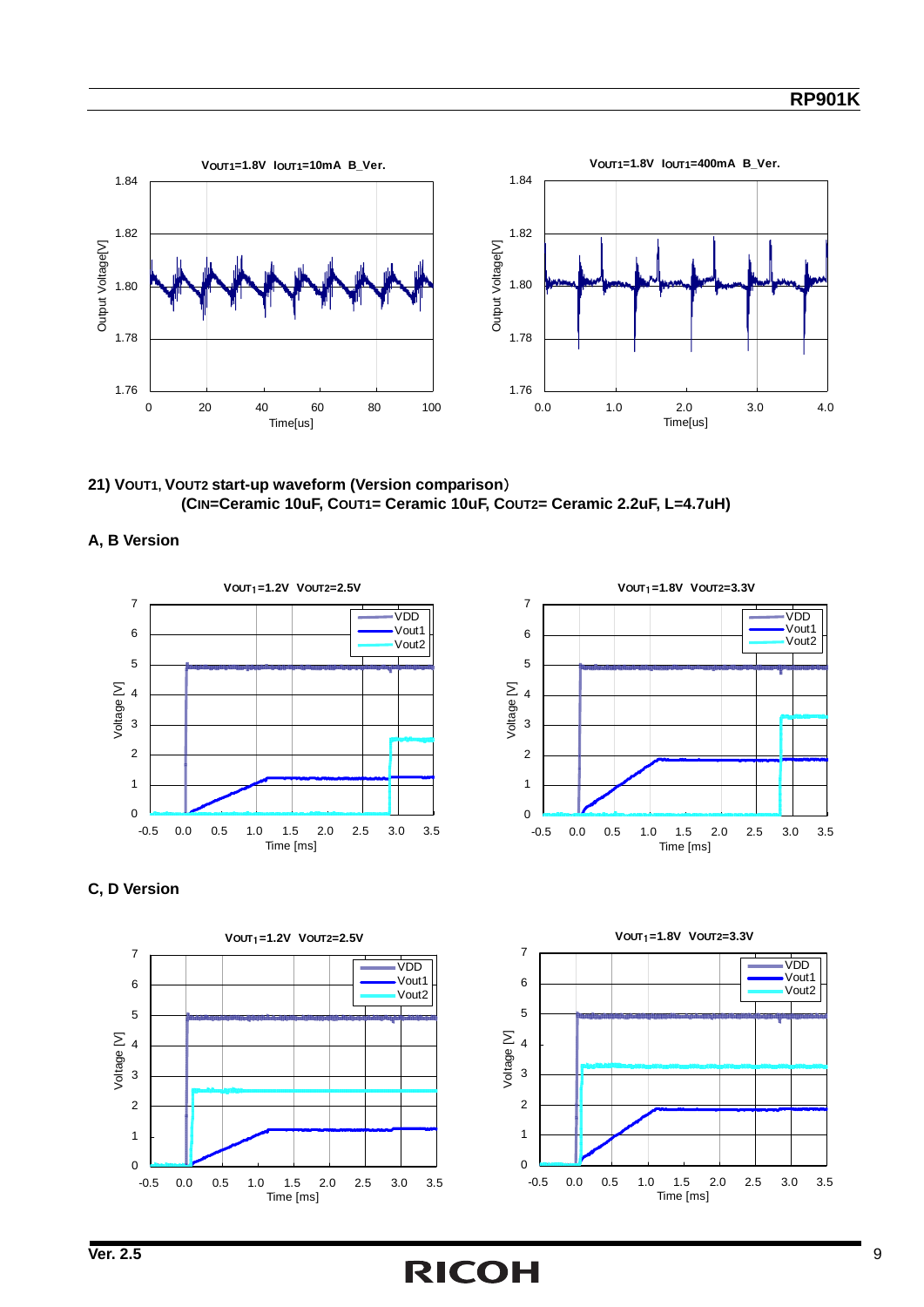**21) $V_{OUT1}$, $V_{OUT2}$ start-up waveform (Version comparison)**
**($C_{IN}$=Ceramic 10uF, $C_{OUT1}$= Ceramic 10uF, $C_{OUT2}$= Ceramic 2.2uF, L=4.7uH)**

**A, B Version**

**C, D Version**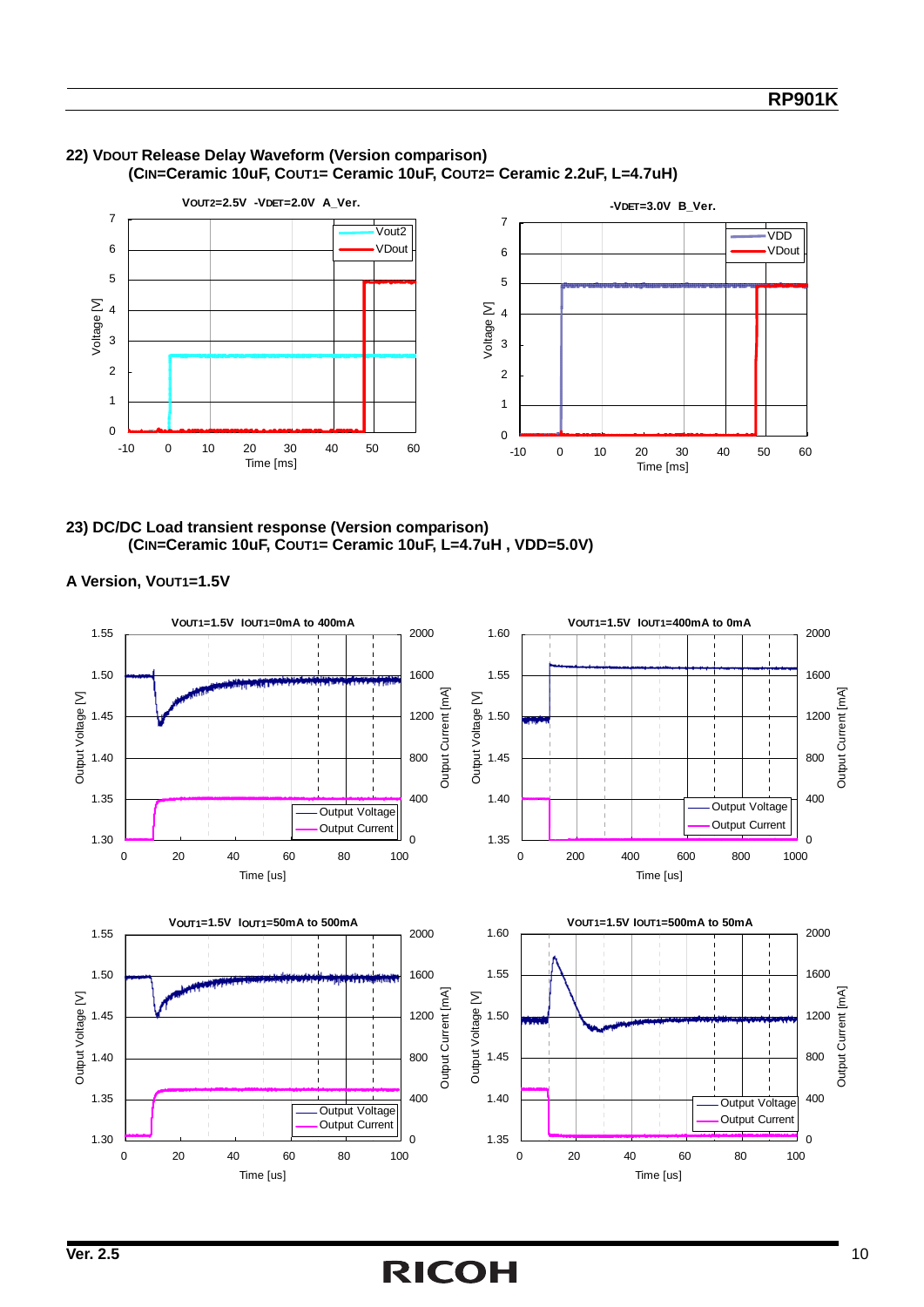### 22) $V_{DOUT}$ Release Delay Waveform (Version comparison)
**($C_{IN}$=Ceramic 10uF, $C_{OUT1}$= Ceramic 10uF, $C_{OUT2}$= Ceramic 2.2uF, L=4.7uH)**

$V_{OUT2}$=2.5V -$V_{DET}$=2.0V A_Ver.

-$V_{DET}$=3.0V B_Ver.

### 23) DC/DC Load transient response (Version comparison)
**($C_{IN}$=Ceramic 10uF, $C_{OUT1}$= Ceramic 10uF, L=4.7uH , VDD=5.0V)**

**A Version, $V_{OUT1}$=1.5V**

$V_{OUT1}$=1.5V $I_{OUT1}$=0mA to 400mA

$V_{OUT1}$=1.5V $I_{OUT1}$=400mA to 0mA

$V_{OUT1}$=1.5V $I_{OUT1}$=50mA to 500mA

$V_{OUT1}$=1.5V $I_{OUT1}$=500mA to 50mA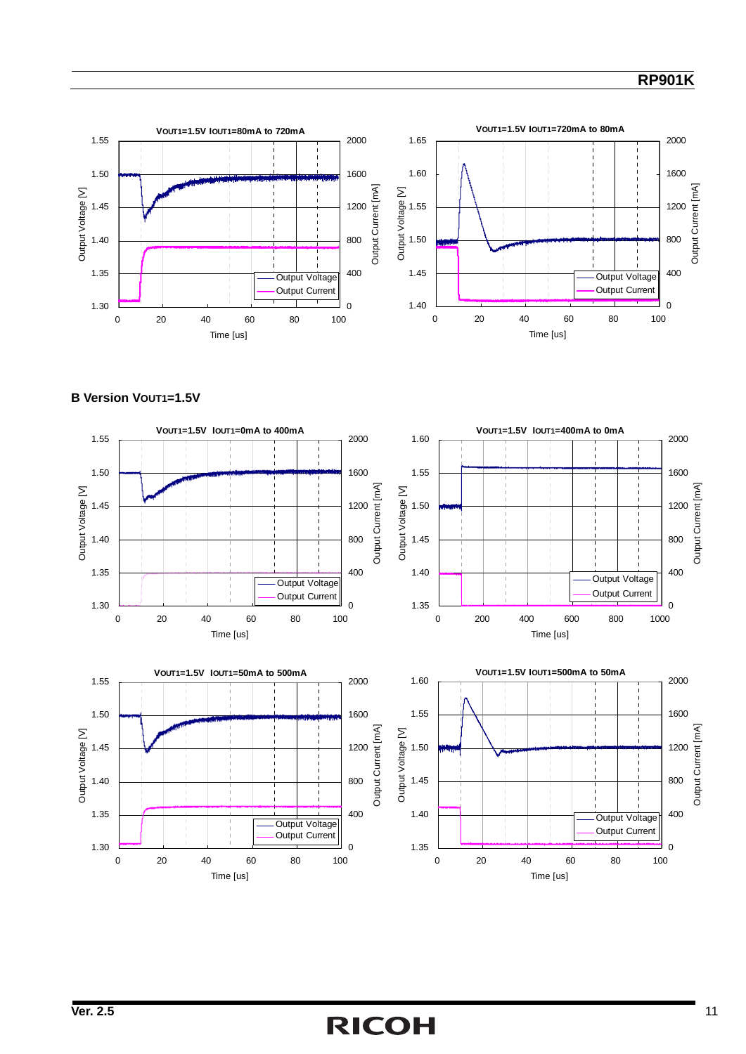$V_{OUT1}$=1.5V $I_{OUT1}$=80mA to 720mA

$V_{OUT1}$=1.5V $I_{OUT1}$=720mA to 80mA

**B Version $V_{OUT1}$=1.5V**

$V_{OUT1}$=1.5V $I_{OUT1}$=0mA to 400mA

$V_{OUT1}$=1.5V $I_{OUT1}$=400mA to 0mA

$V_{OUT1}$=1.5V $I_{OUT1}$=50mA to 500mA

$V_{OUT1}$=1.5V $I_{OUT1}$=500mA to 50mA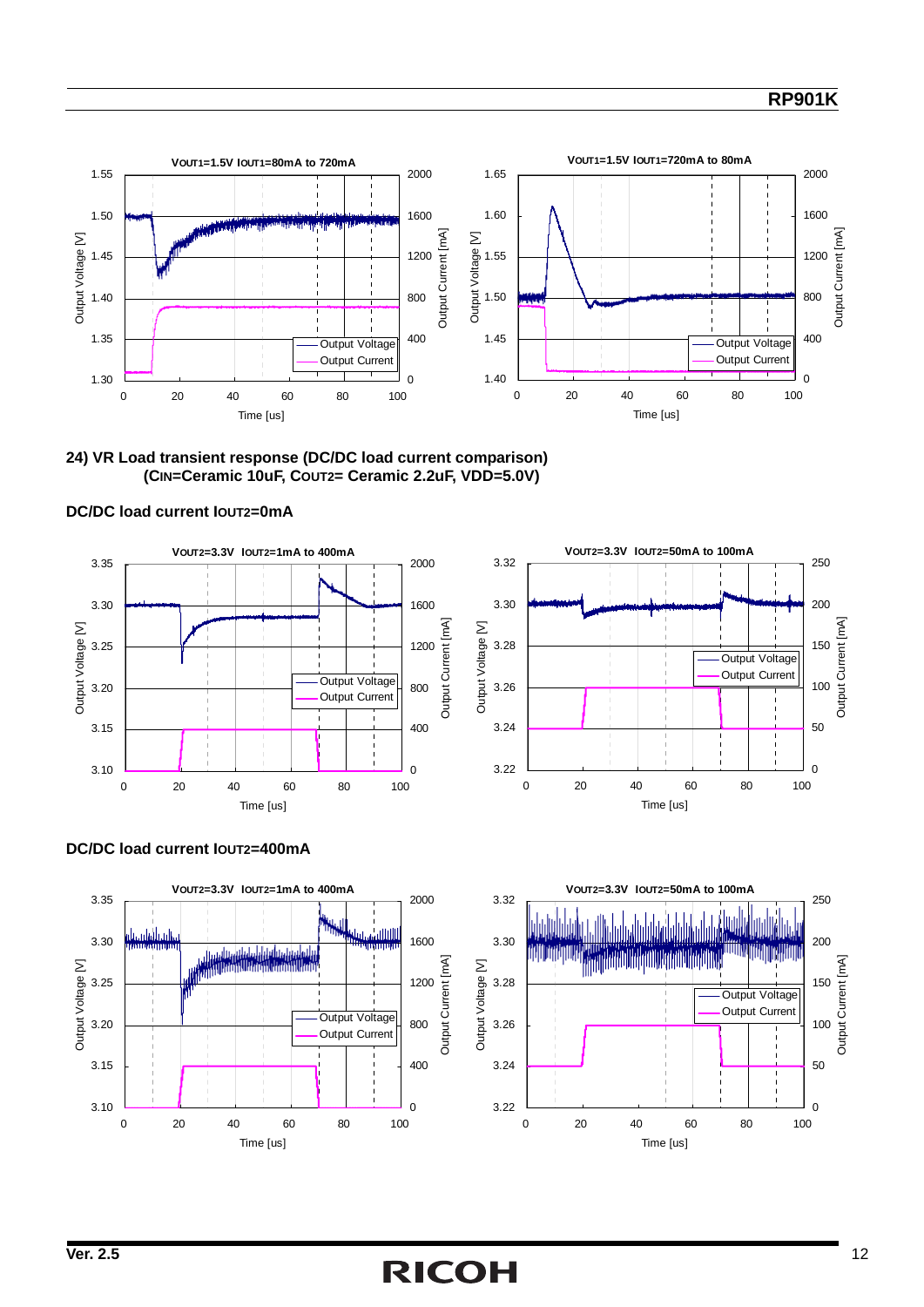VOUT1=1.5V IOUT1=80mA to 720mA

VOUT1=1.5V IOUT1=720mA to 80mA

**24) VR Load transient response (DC/DC load current comparison)**
**(CIN=Ceramic 10uF, COUT2= Ceramic 2.2uF, VDD=5.0V)**

**DC/DC load current IOUT2=0mA**

VOUT2=3.3V IOUT2=1mA to 400mA

VOUT2=3.3V IOUT2=50mA to 100mA

**DC/DC load current IOUT2=400mA**

VOUT2=3.3V IOUT2=1mA to 400mA

VOUT2=3.3V IOUT2=50mA to 100mA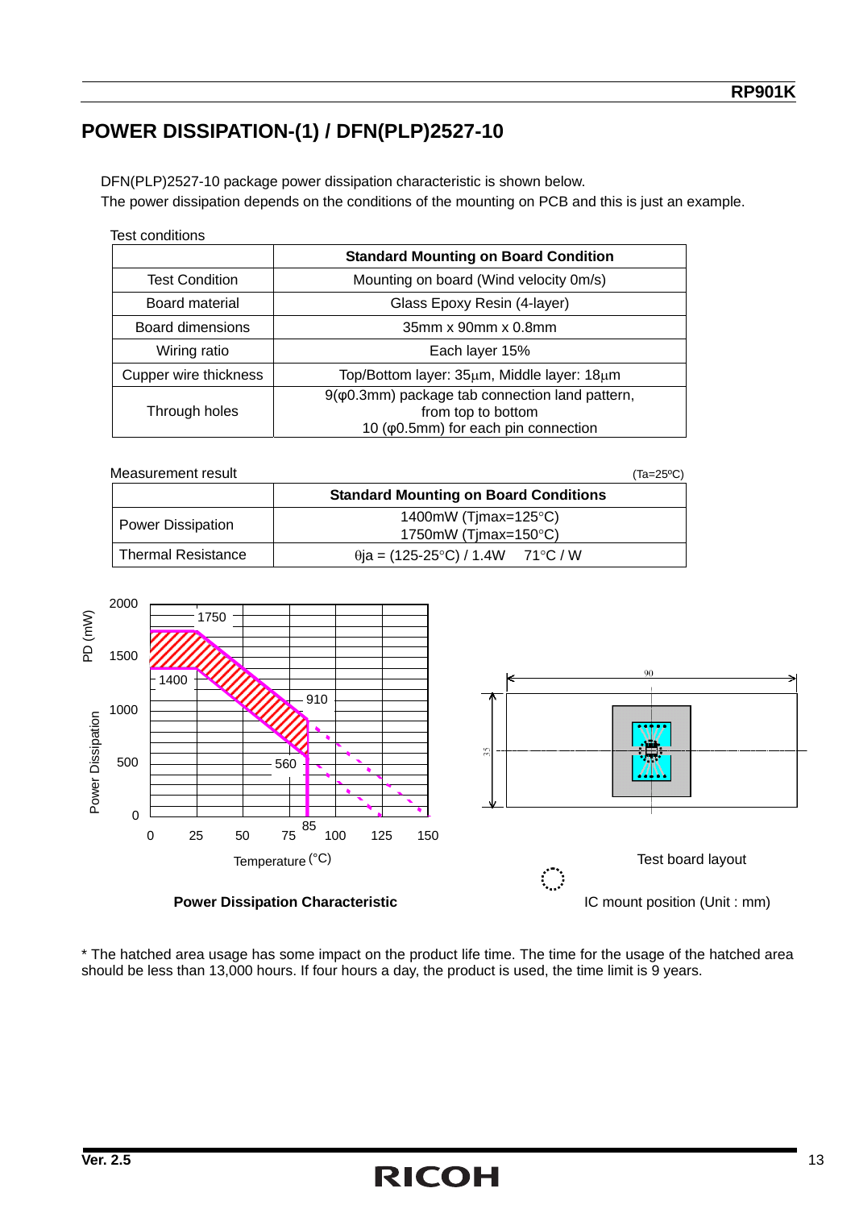## POWER DISSIPATION-(1) / DFN(PLP)2527-10

DFN(PLP)2527-10 package power dissipation characteristic is shown below.
The power dissipation depends on the conditions of the mounting on PCB and this is just an example.

Test conditions

| | Standard Mounting on Board Condition |
|---|---|
| Test Condition | Mounting on board (Wind velocity 0m/s) |
| Board material | Glass Epoxy Resin (4-layer) |
| Board dimensions | 35mm x 90mm x 0.8mm |
| Wiring ratio | Each layer 15% |
| Cupper wire thickness | Top/Bottom layer: 35μm, Middle layer: 18μm |
| Through holes | 9(φ0.3mm) package tab connection land pattern, from top to bottom 10 (φ0.5mm) for each pin connection |

Measurement result (Ta=25ºC)

| | Standard Mounting on Board Conditions |
|---|---|
| Power Dissipation | 1400mW (Tjmax=125°C) 1750mW (Tjmax=150°C) |
| Thermal Resistance | θja = (125-25°C) / 1.4W 71°C / W |

Power Dissipation Characteristic

Test board layout

IC mount position (Unit : mm)

\* The hatched area usage has some impact on the product life time. The time for the usage of the hatched area should be less than 13,000 hours. If four hours a day, the product is used, the time limit is 9 years.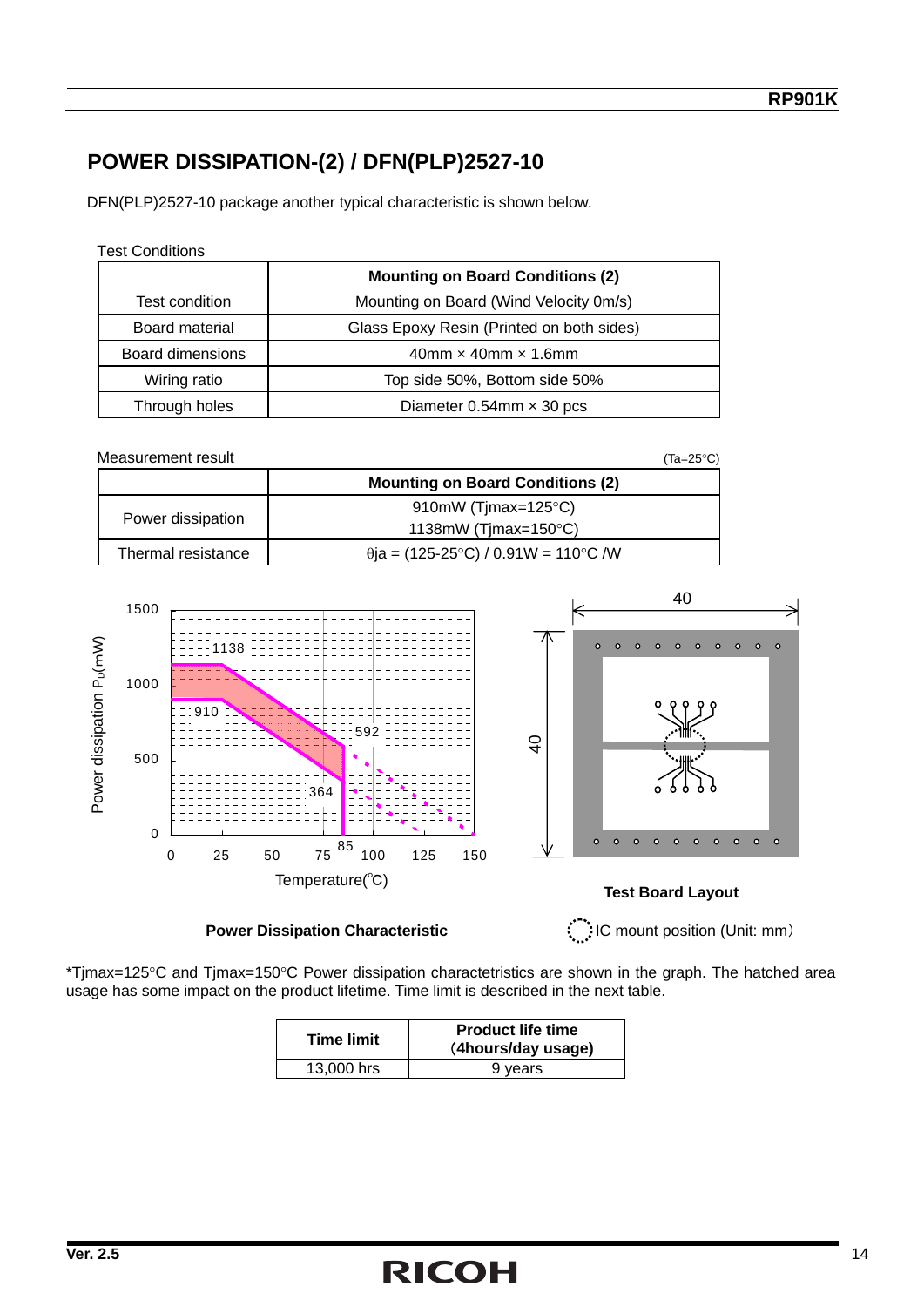# POWER DISSIPATION-(2) / DFN(PLP)2527-10

DFN(PLP)2527-10 package another typical characteristic is shown below.

Test Conditions

| | Mounting on Board Conditions (2) |
|---|---|
| Test condition | Mounting on Board (Wind Velocity 0m/s) |
| Board material | Glass Epoxy Resin (Printed on both sides) |
| Board dimensions | 40mm × 40mm × 1.6mm |
| Wiring ratio | Top side 50%, Bottom side 50% |
| Through holes | Diameter 0.54mm × 30 pcs |

Measurement result (Ta=25°C)

| | Mounting on Board Conditions (2) |
|---|---|
| Power dissipation | 910mW (Tjmax=125°C)<br>1138mW (Tjmax=150°C) |
| Thermal resistance | θja = (125-25°C) / 0.91W = 110°C /W |

Power Dissipation Characteristic

Test Board Layout

IC mount position (Unit: mm)

*Tjmax=125°C and Tjmax=150°C Power dissipation charactetristics are shown in the graph. The hatched area usage has some impact on the product lifetime. Time limit is described in the next table.

| Time limit | Product life time (4hours/day usage) |
|---|---|
| 13,000 hrs | 9 years |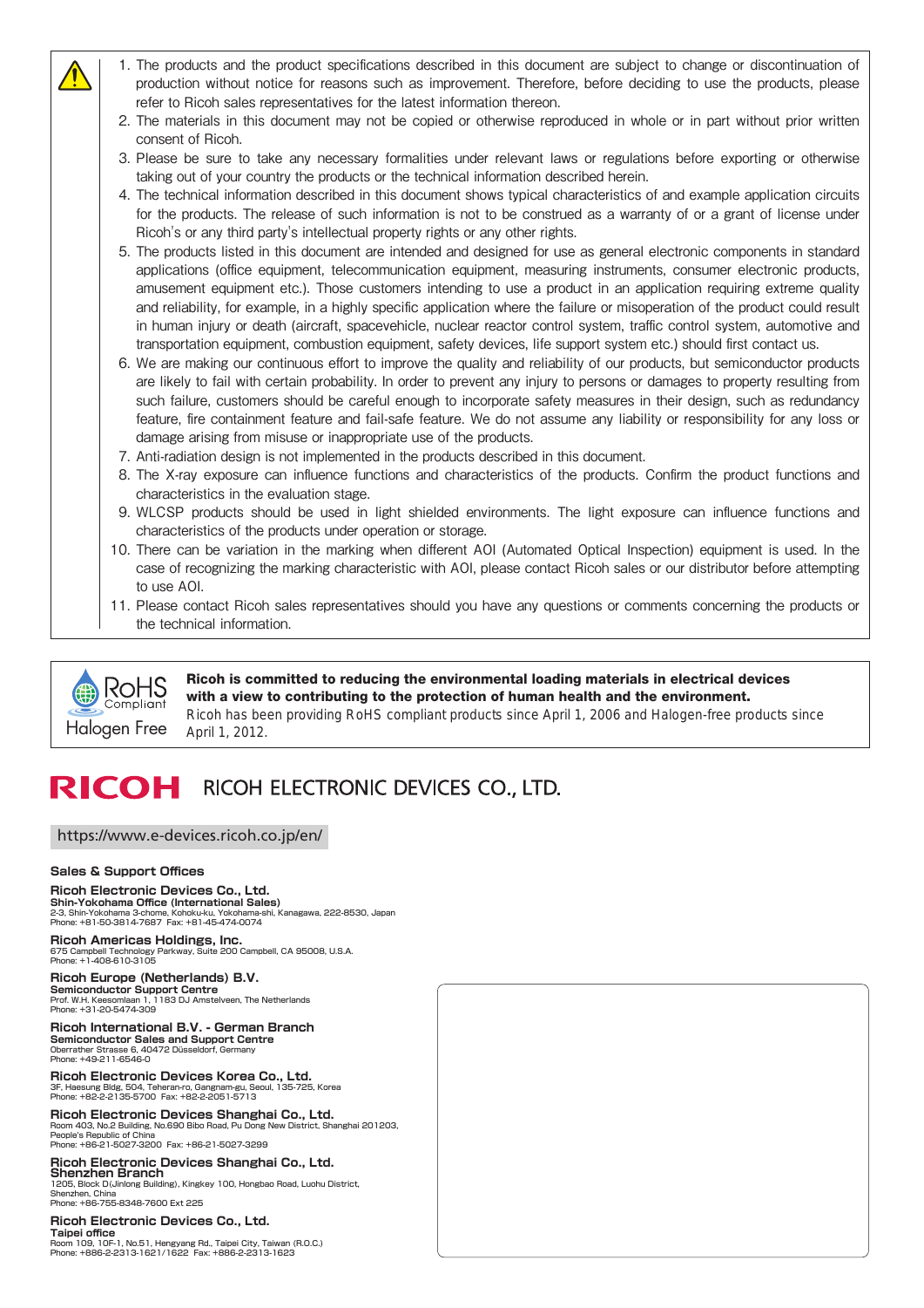1. The products and the product specifications described in this document are subject to change or discontinuation of production without notice for reasons such as improvement. Therefore, before deciding to use the products, please refer to Ricoh sales representatives for the latest information thereon.
2. The materials in this document may not be copied or otherwise reproduced in whole or in part without prior written consent of Ricoh.
3. Please be sure to take any necessary formalities under relevant laws or regulations before exporting or otherwise taking out of your country the products or the technical information described herein.
4. The technical information described in this document shows typical characteristics of and example application circuits for the products. The release of such information is not to be construed as a warranty of or a grant of license under Ricoh's or any third party's intellectual property rights or any other rights.
5. The products listed in this document are intended and designed for use as general electronic components in standard applications (office equipment, telecommunication equipment, measuring instruments, consumer electronic products, amusement equipment etc.). Those customers intending to use a product in an application requiring extreme quality and reliability, for example, in a highly specific application where the failure or misoperation of the product could result in human injury or death (aircraft, spacevehicle, nuclear reactor control system, traffic control system, automotive and transportation equipment, combustion equipment, safety devices, life support system etc.) should first contact us.
6. We are making our continuous effort to improve the quality and reliability of our products, but semiconductor products are likely to fail with certain probability. In order to prevent any injury to persons or damages to property resulting from such failure, customers should be careful enough to incorporate safety measures in their design, such as redundancy feature, fire containment feature and fail-safe feature. We do not assume any liability or responsibility for any loss or damage arising from misuse or inappropriate use of the products.
7. Anti-radiation design is not implemented in the products described in this document.
8. The X-ray exposure can influence functions and characteristics of the products. Confirm the product functions and characteristics in the evaluation stage.
9. WLCSP products should be used in light shielded environments. The light exposure can influence functions and characteristics of the products under operation or storage.
10. There can be variation in the marking when different AOI (Automated Optical Inspection) equipment is used. In the case of recognizing the marking characteristic with AOI, please contact Ricoh sales or our distributor before attempting to use AOI.
11. Please contact Ricoh sales representatives should you have any questions or comments concerning the products or the technical information.

RoHS Compliant
Halogen Free

**Ricoh is committed to reducing the environmental loading materials in electrical devices with a view to contributing to the protection of human health and the environment.**
Ricoh has been providing RoHS compliant products since April 1, 2006 and Halogen-free products since April 1, 2012.

# RICOH RICOH ELECTRONIC DEVICES CO., LTD.

https://www.e-devices.ricoh.co.jp/en/

**Sales & Support Offices**

**Ricoh Electronic Devices Co., Ltd.**
**Shin-Yokohama Office (International Sales)**
2-3, Shin-Yokohama 3-chome, Kohoku-ku, Yokohama-shi, Kanagawa, 222-8530, Japan
Phone: +81-50-3814-7687 Fax: +81-45-474-0074

**Ricoh Americas Holdings, Inc.**
675 Campbell Technology Parkway, Suite 200 Campbell, CA 95008, U.S.A.
Phone: +1-408-610-3105

**Ricoh Europe (Netherlands) B.V.**
**Semiconductor Support Centre**
Prof. W.H. Keesomlaan 1, 1183 DJ Amstelveen, The Netherlands
Phone: +31-20-5474-309

**Ricoh International B.V. - German Branch**
**Semiconductor Sales and Support Centre**
Oberrather Strasse 6, 40472 Düsseldorf, Germany
Phone: +49-211-6546-0

**Ricoh Electronic Devices Korea Co., Ltd.**
3F, Haesung Bldg, 504, Teheran-ro, Gangnam-gu, Seoul, 135-725, Korea
Phone: +82-2-2135-5700 Fax: +82-2-2051-5713

**Ricoh Electronic Devices Shanghai Co., Ltd.**
Room 403, No.2 Building, No.690 Bibo Road, Pu Dong New District, Shanghai 201203, People's Republic of China
Phone: +86-21-5027-3200 Fax: +86-21-5027-3299

**Ricoh Electronic Devices Shanghai Co., Ltd.**
**Shenzhen Branch**
1205, Block D(Jinlong Building), Kingkey 100, Hongbao Road, Luohu District, Shenzhen, China
Phone: +86-755-8348-7600 Ext 225

**Ricoh Electronic Devices Co., Ltd.**
**Taipei office**
Room 109, 10F-1, No.51, Hengyang Rd., Taipei City, Taiwan (R.O.C.)
Phone: +886-2-2313-1621/1622 Fax: +886-2-2313-1623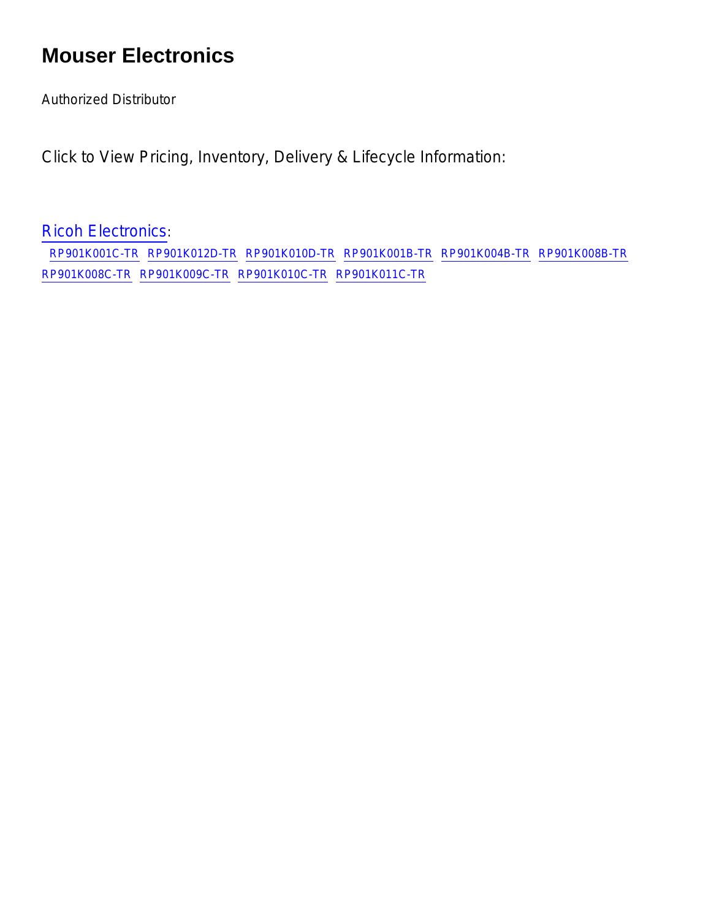# Mouser Electronics

Authorized Distributor

Click to View Pricing, Inventory, Delivery & Lifecycle Information:

Ricoh Electronics:

RP901K001C-TR RP901K012D-TR RP901K010D-TR RP901K001B-TR RP901K004B-TR RP901K008B-TR RP901K008C-TR RP901K009C-TR RP901K010C-TR RP901K011C-TR